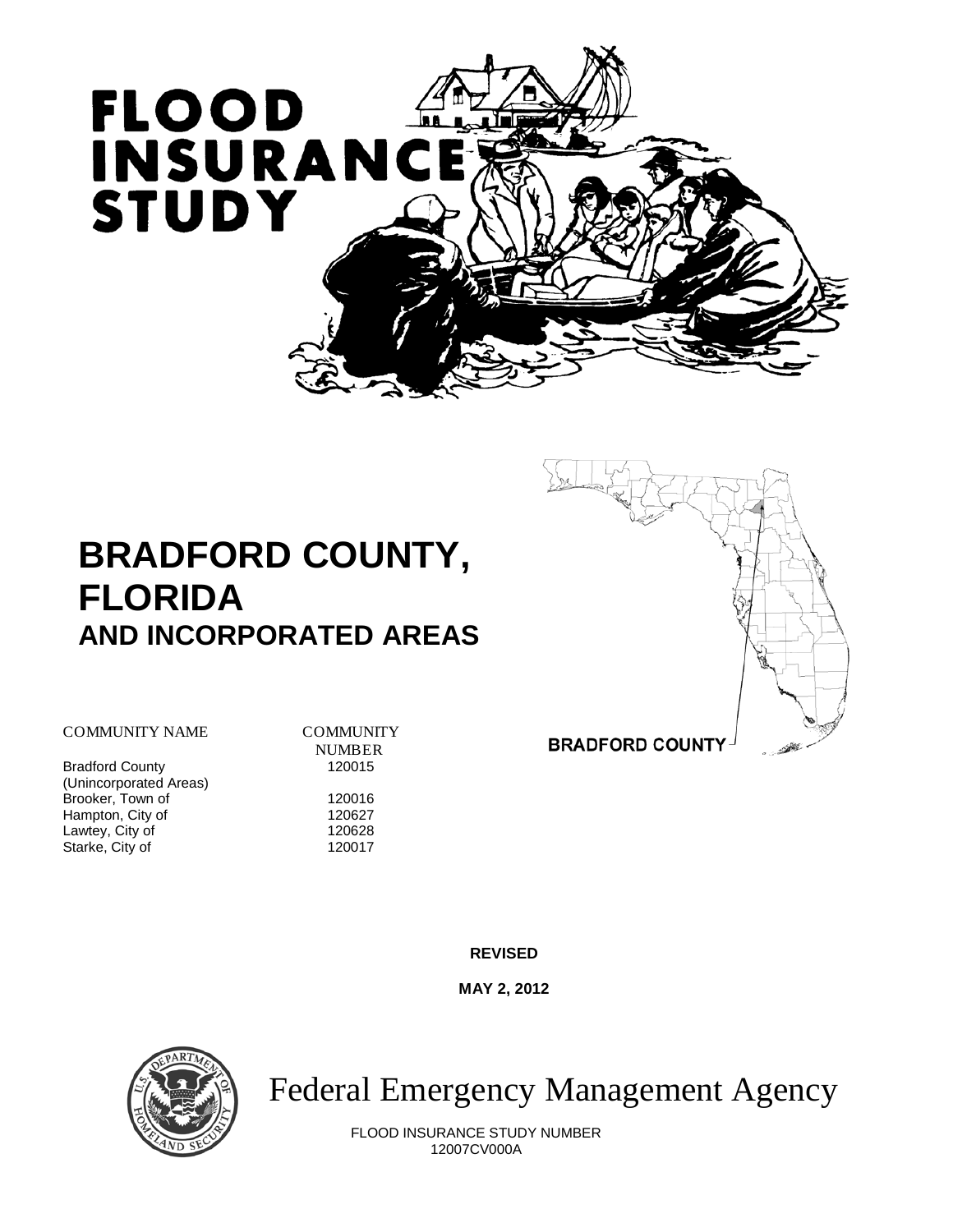# FLOOD INSURANCE STUDY

# BRADFORD COUNTY, FLORIDA
## AND INCORPORATED AREAS

BRADFORD COUNTY

| COMMUNITY NAME | COMMUNITY NUMBER |
|---|---|
| Bradford County (Unincorporated Areas) | 120015 |
| Brooker, Town of | 120016 |
| Hampton, City of | 120627 |
| Lawtey, City of | 120628 |
| Starke, City of | 120017 |

**REVISED**

**MAY 2, 2012**

Federal Emergency Management Agency

FLOOD INSURANCE STUDY NUMBER
12007CV000A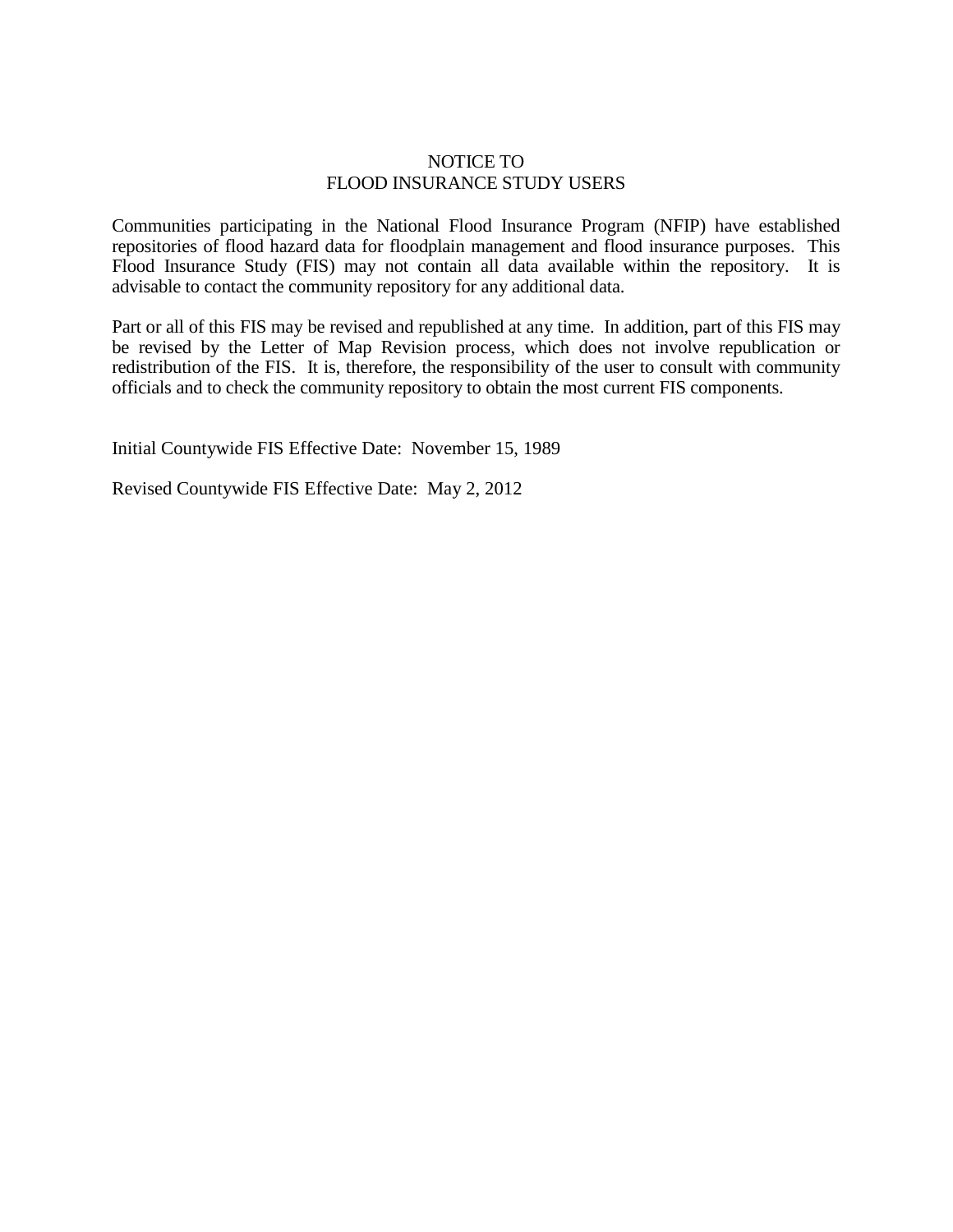# NOTICE TO FLOOD INSURANCE STUDY USERS

Communities participating in the National Flood Insurance Program (NFIP) have established repositories of flood hazard data for floodplain management and flood insurance purposes. This Flood Insurance Study (FIS) may not contain all data available within the repository. It is advisable to contact the community repository for any additional data.

Part or all of this FIS may be revised and republished at any time. In addition, part of this FIS may be revised by the Letter of Map Revision process, which does not involve republication or redistribution of the FIS. It is, therefore, the responsibility of the user to consult with community officials and to check the community repository to obtain the most current FIS components.

Initial Countywide FIS Effective Date: November 15, 1989

Revised Countywide FIS Effective Date: May 2, 2012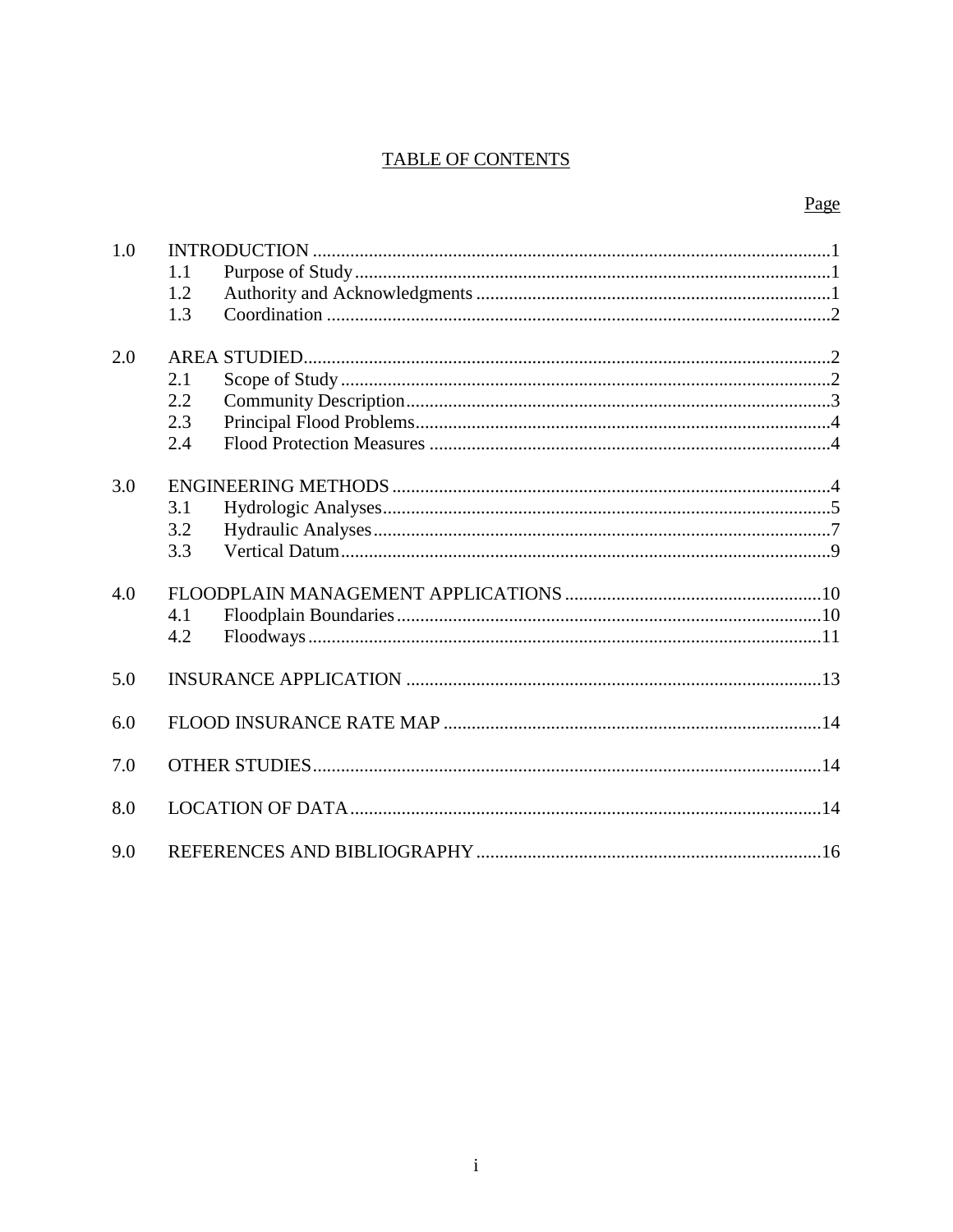# TABLE OF CONTENTS

| | | | Page |
|---|---|---|---|
| 1.0 | INTRODUCTION | | 1 |
| | 1.1 | Purpose of Study | 1 |
| | 1.2 | Authority and Acknowledgments | 1 |
| | 1.3 | Coordination | 2 |
| 2.0 | AREA STUDIED | | 2 |
| | 2.1 | Scope of Study | 2 |
| | 2.2 | Community Description | 3 |
| | 2.3 | Principal Flood Problems | 4 |
| | 2.4 | Flood Protection Measures | 4 |
| 3.0 | ENGINEERING METHODS | | 4 |
| | 3.1 | Hydrologic Analyses | 5 |
| | 3.2 | Hydraulic Analyses | 7 |
| | 3.3 | Vertical Datum | 9 |
| 4.0 | FLOODPLAIN MANAGEMENT APPLICATIONS | | 10 |
| | 4.1 | Floodplain Boundaries | 10 |
| | 4.2 | Floodways | 11 |
| 5.0 | INSURANCE APPLICATION | | 13 |
| 6.0 | FLOOD INSURANCE RATE MAP | | 14 |
| 7.0 | OTHER STUDIES | | 14 |
| 8.0 | LOCATION OF DATA | | 14 |
| 9.0 | REFERENCES AND BIBLIOGRAPHY | | 16 |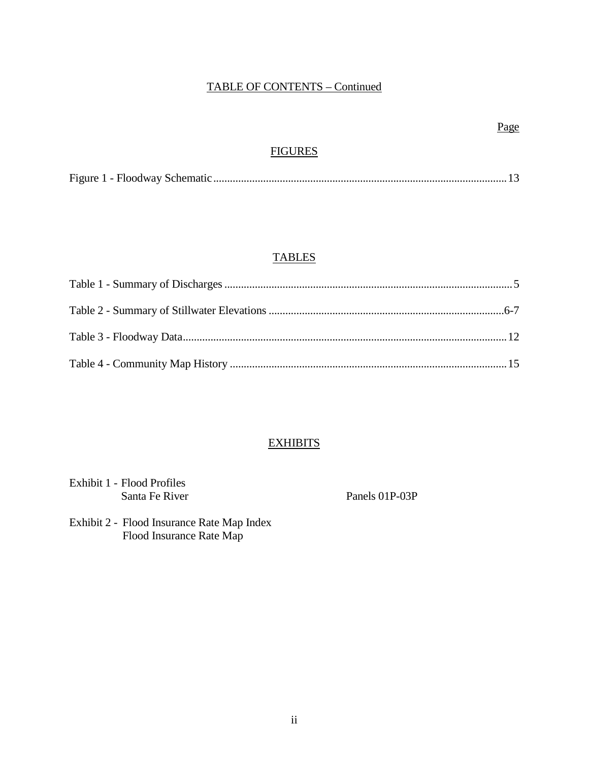## TABLE OF CONTENTS – Continued

Page

### FIGURES

Figure 1 - Floodway Schematic ........................................................................................................ 13

### TABLES

Table 1 - Summary of Discharges ...................................................................................................... 5

Table 2 - Summary of Stillwater Elevations ................................................................................... 6-7

Table 3 - Floodway Data .................................................................................................................. 12

Table 4 - Community Map History .................................................................................................. 15

### EXHIBITS

Exhibit 1 - Flood Profiles
Santa Fe River — Panels 01P-03P

Exhibit 2 - Flood Insurance Rate Map Index
Flood Insurance Rate Map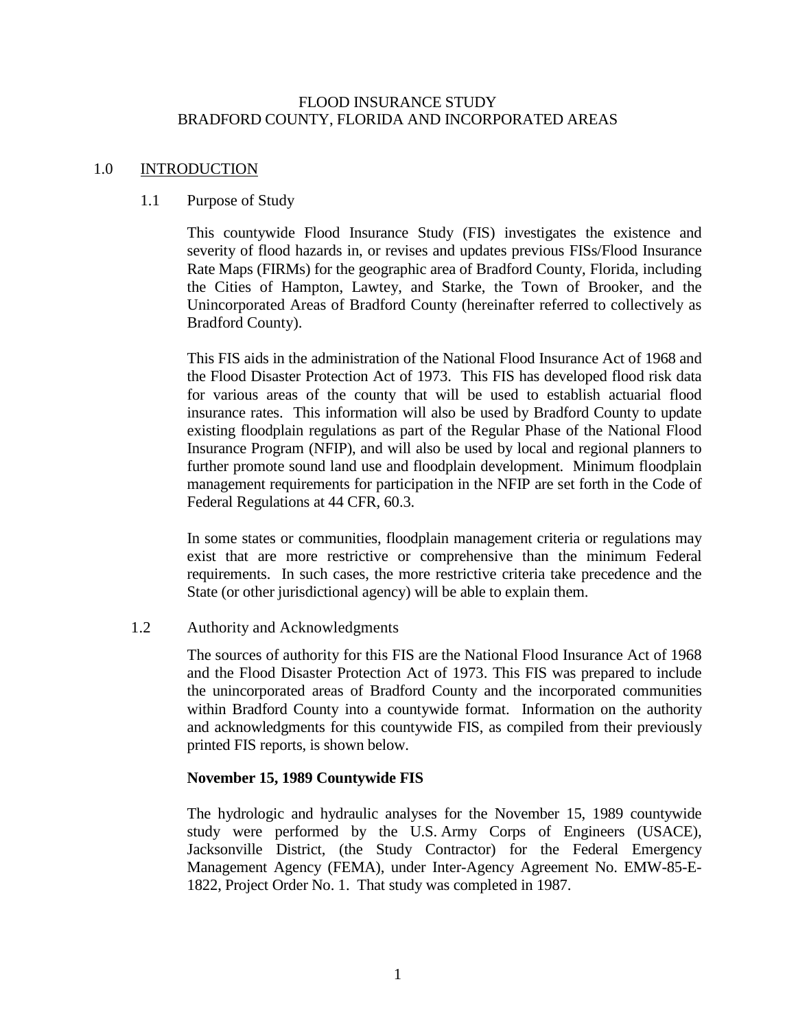FLOOD INSURANCE STUDY
BRADFORD COUNTY, FLORIDA AND INCORPORATED AREAS

# 1.0 INTRODUCTION

## 1.1 Purpose of Study

This countywide Flood Insurance Study (FIS) investigates the existence and severity of flood hazards in, or revises and updates previous FISs/Flood Insurance Rate Maps (FIRMs) for the geographic area of Bradford County, Florida, including the Cities of Hampton, Lawtey, and Starke, the Town of Brooker, and the Unincorporated Areas of Bradford County (hereinafter referred to collectively as Bradford County).

This FIS aids in the administration of the National Flood Insurance Act of 1968 and the Flood Disaster Protection Act of 1973. This FIS has developed flood risk data for various areas of the county that will be used to establish actuarial flood insurance rates. This information will also be used by Bradford County to update existing floodplain regulations as part of the Regular Phase of the National Flood Insurance Program (NFIP), and will also be used by local and regional planners to further promote sound land use and floodplain development. Minimum floodplain management requirements for participation in the NFIP are set forth in the Code of Federal Regulations at 44 CFR, 60.3.

In some states or communities, floodplain management criteria or regulations may exist that are more restrictive or comprehensive than the minimum Federal requirements. In such cases, the more restrictive criteria take precedence and the State (or other jurisdictional agency) will be able to explain them.

## 1.2 Authority and Acknowledgments

The sources of authority for this FIS are the National Flood Insurance Act of 1968 and the Flood Disaster Protection Act of 1973. This FIS was prepared to include the unincorporated areas of Bradford County and the incorporated communities within Bradford County into a countywide format. Information on the authority and acknowledgments for this countywide FIS, as compiled from their previously printed FIS reports, is shown below.

**November 15, 1989 Countywide FIS**

The hydrologic and hydraulic analyses for the November 15, 1989 countywide study were performed by the U.S. Army Corps of Engineers (USACE), Jacksonville District, (the Study Contractor) for the Federal Emergency Management Agency (FEMA), under Inter-Agency Agreement No. EMW-85-E-1822, Project Order No. 1. That study was completed in 1987.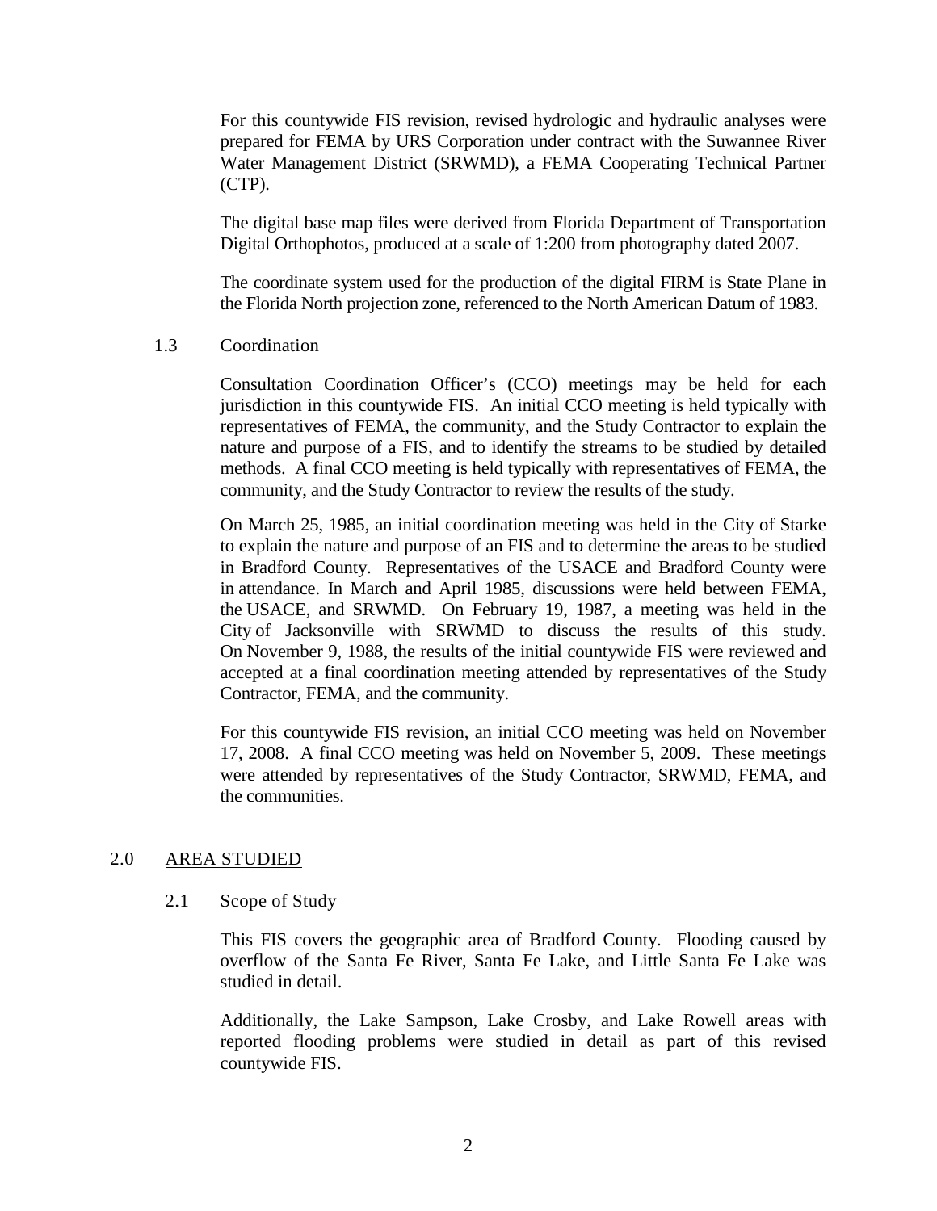For this countywide FIS revision, revised hydrologic and hydraulic analyses were prepared for FEMA by URS Corporation under contract with the Suwannee River Water Management District (SRWMD), a FEMA Cooperating Technical Partner (CTP).

The digital base map files were derived from Florida Department of Transportation Digital Orthophotos, produced at a scale of 1:200 from photography dated 2007.

The coordinate system used for the production of the digital FIRM is State Plane in the Florida North projection zone, referenced to the North American Datum of 1983.

### 1.3 Coordination

Consultation Coordination Officer's (CCO) meetings may be held for each jurisdiction in this countywide FIS. An initial CCO meeting is held typically with representatives of FEMA, the community, and the Study Contractor to explain the nature and purpose of a FIS, and to identify the streams to be studied by detailed methods. A final CCO meeting is held typically with representatives of FEMA, the community, and the Study Contractor to review the results of the study.

On March 25, 1985, an initial coordination meeting was held in the City of Starke to explain the nature and purpose of an FIS and to determine the areas to be studied in Bradford County. Representatives of the USACE and Bradford County were in attendance. In March and April 1985, discussions were held between FEMA, the USACE, and SRWMD. On February 19, 1987, a meeting was held in the City of Jacksonville with SRWMD to discuss the results of this study. On November 9, 1988, the results of the initial countywide FIS were reviewed and accepted at a final coordination meeting attended by representatives of the Study Contractor, FEMA, and the community.

For this countywide FIS revision, an initial CCO meeting was held on November 17, 2008. A final CCO meeting was held on November 5, 2009. These meetings were attended by representatives of the Study Contractor, SRWMD, FEMA, and the communities.

## 2.0 <u>AREA STUDIED</u>

### 2.1 Scope of Study

This FIS covers the geographic area of Bradford County. Flooding caused by overflow of the Santa Fe River, Santa Fe Lake, and Little Santa Fe Lake was studied in detail.

Additionally, the Lake Sampson, Lake Crosby, and Lake Rowell areas with reported flooding problems were studied in detail as part of this revised countywide FIS.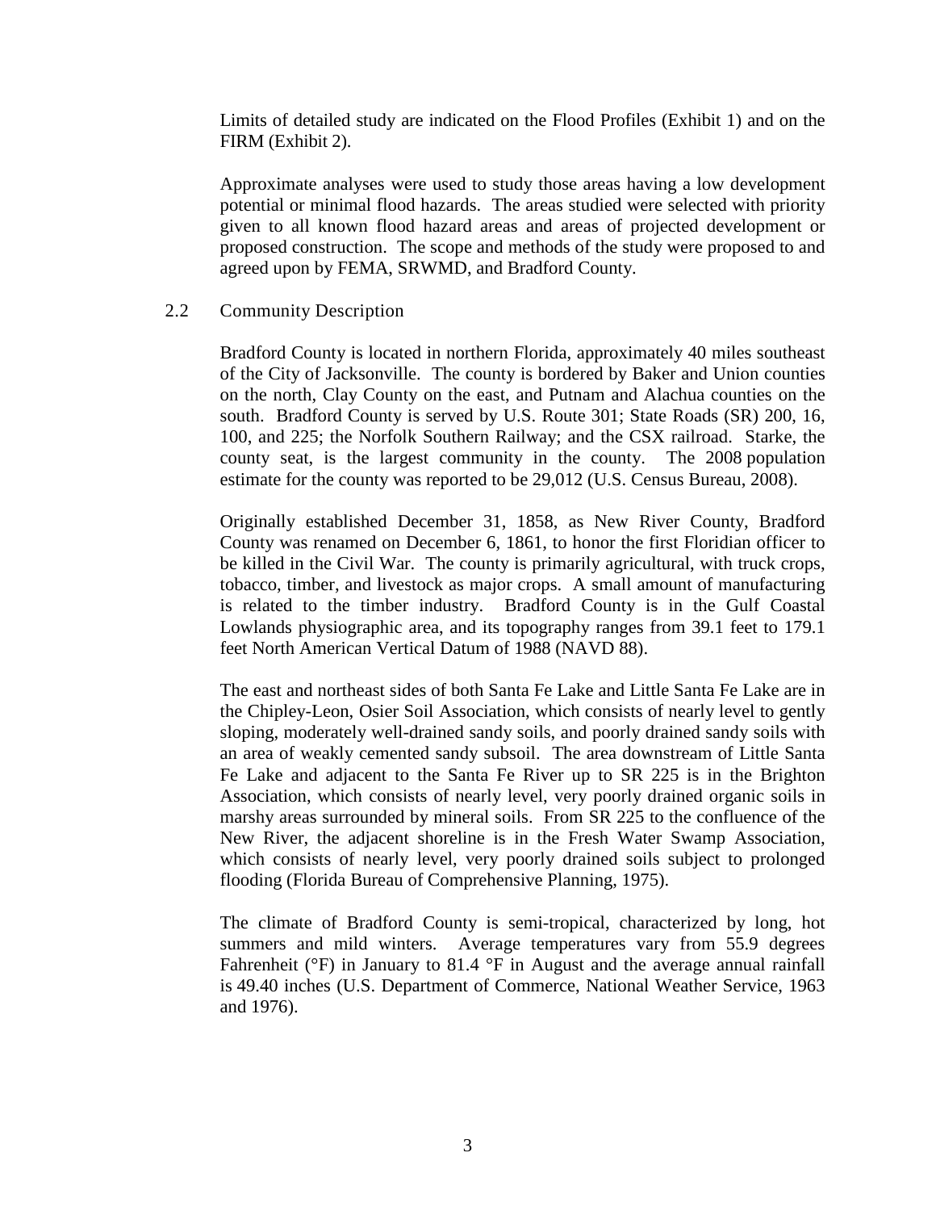Limits of detailed study are indicated on the Flood Profiles (Exhibit 1) and on the FIRM (Exhibit 2).

Approximate analyses were used to study those areas having a low development potential or minimal flood hazards. The areas studied were selected with priority given to all known flood hazard areas and areas of projected development or proposed construction. The scope and methods of the study were proposed to and agreed upon by FEMA, SRWMD, and Bradford County.

## 2.2 Community Description

Bradford County is located in northern Florida, approximately 40 miles southeast of the City of Jacksonville. The county is bordered by Baker and Union counties on the north, Clay County on the east, and Putnam and Alachua counties on the south. Bradford County is served by U.S. Route 301; State Roads (SR) 200, 16, 100, and 225; the Norfolk Southern Railway; and the CSX railroad. Starke, the county seat, is the largest community in the county. The 2008 population estimate for the county was reported to be 29,012 (U.S. Census Bureau, 2008).

Originally established December 31, 1858, as New River County, Bradford County was renamed on December 6, 1861, to honor the first Floridian officer to be killed in the Civil War. The county is primarily agricultural, with truck crops, tobacco, timber, and livestock as major crops. A small amount of manufacturing is related to the timber industry. Bradford County is in the Gulf Coastal Lowlands physiographic area, and its topography ranges from 39.1 feet to 179.1 feet North American Vertical Datum of 1988 (NAVD 88).

The east and northeast sides of both Santa Fe Lake and Little Santa Fe Lake are in the Chipley-Leon, Osier Soil Association, which consists of nearly level to gently sloping, moderately well-drained sandy soils, and poorly drained sandy soils with an area of weakly cemented sandy subsoil. The area downstream of Little Santa Fe Lake and adjacent to the Santa Fe River up to SR 225 is in the Brighton Association, which consists of nearly level, very poorly drained organic soils in marshy areas surrounded by mineral soils. From SR 225 to the confluence of the New River, the adjacent shoreline is in the Fresh Water Swamp Association, which consists of nearly level, very poorly drained soils subject to prolonged flooding (Florida Bureau of Comprehensive Planning, 1975).

The climate of Bradford County is semi-tropical, characterized by long, hot summers and mild winters. Average temperatures vary from 55.9 degrees Fahrenheit (°F) in January to 81.4 °F in August and the average annual rainfall is 49.40 inches (U.S. Department of Commerce, National Weather Service, 1963 and 1976).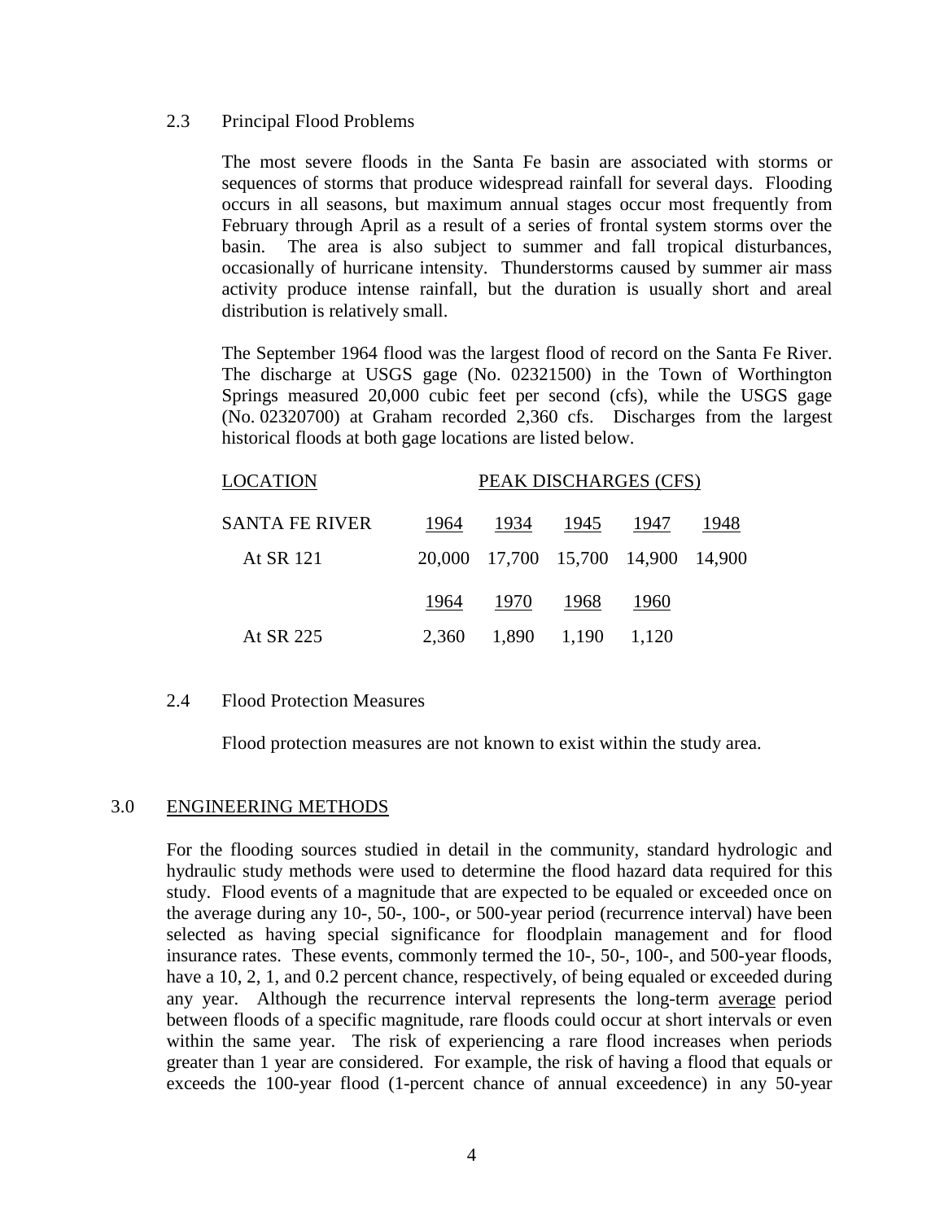### 2.3 Principal Flood Problems

The most severe floods in the Santa Fe basin are associated with storms or sequences of storms that produce widespread rainfall for several days. Flooding occurs in all seasons, but maximum annual stages occur most frequently from February through April as a result of a series of frontal system storms over the basin. The area is also subject to summer and fall tropical disturbances, occasionally of hurricane intensity. Thunderstorms caused by summer air mass activity produce intense rainfall, but the duration is usually short and areal distribution is relatively small.

The September 1964 flood was the largest flood of record on the Santa Fe River. The discharge at USGS gage (No. 02321500) in the Town of Worthington Springs measured 20,000 cubic feet per second (cfs), while the USGS gage (No. 02320700) at Graham recorded 2,360 cfs. Discharges from the largest historical floods at both gage locations are listed below.

| LOCATION | PEAK DISCHARGES (CFS) | | | | |
|---|---|---|---|---|---|
| SANTA FE RIVER | 1964 | 1934 | 1945 | 1947 | 1948 |
| At SR 121 | 20,000 | 17,700 | 15,700 | 14,900 | 14,900 |
| | 1964 | 1970 | 1968 | 1960 | |
| At SR 225 | 2,360 | 1,890 | 1,190 | 1,120 | |

### 2.4 Flood Protection Measures

Flood protection measures are not known to exist within the study area.

## 3.0 ENGINEERING METHODS

For the flooding sources studied in detail in the community, standard hydrologic and hydraulic study methods were used to determine the flood hazard data required for this study. Flood events of a magnitude that are expected to be equaled or exceeded once on the average during any 10-, 50-, 100-, or 500-year period (recurrence interval) have been selected as having special significance for floodplain management and for flood insurance rates. These events, commonly termed the 10-, 50-, 100-, and 500-year floods, have a 10, 2, 1, and 0.2 percent chance, respectively, of being equaled or exceeded during any year. Although the recurrence interval represents the long-term average period between floods of a specific magnitude, rare floods could occur at short intervals or even within the same year. The risk of experiencing a rare flood increases when periods greater than 1 year are considered. For example, the risk of having a flood that equals or exceeds the 100-year flood (1-percent chance of annual exceedence) in any 50-year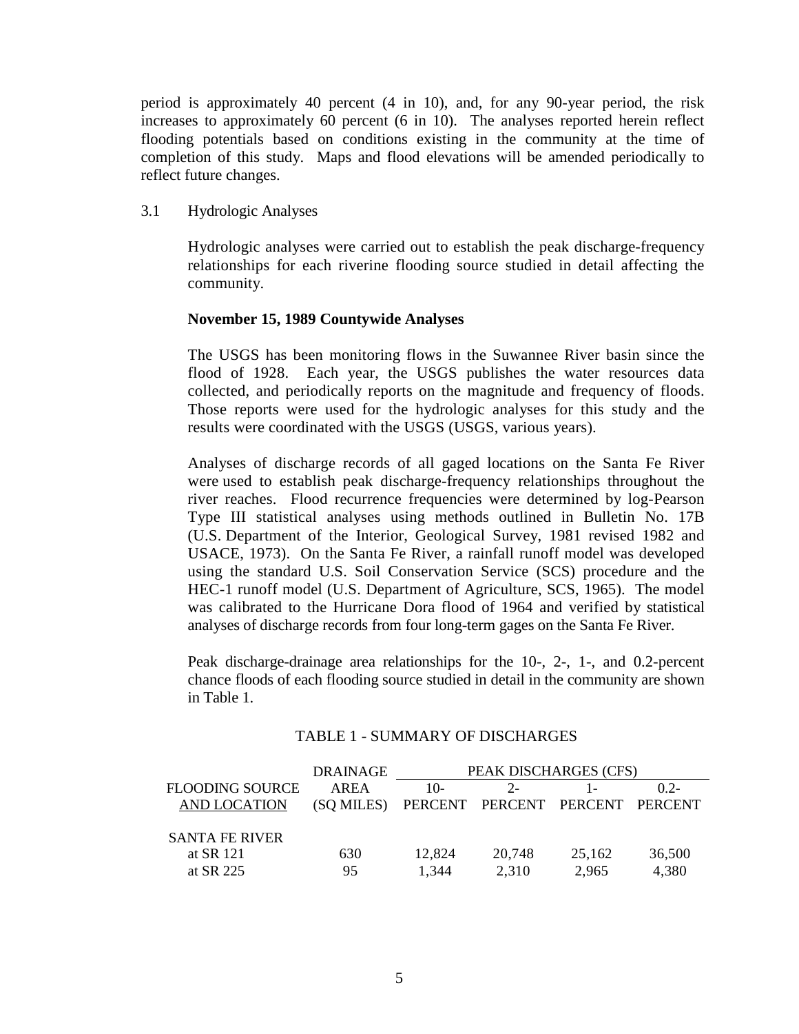period is approximately 40 percent (4 in 10), and, for any 90-year period, the risk increases to approximately 60 percent (6 in 10). The analyses reported herein reflect flooding potentials based on conditions existing in the community at the time of completion of this study. Maps and flood elevations will be amended periodically to reflect future changes.

### 3.1 Hydrologic Analyses

Hydrologic analyses were carried out to establish the peak discharge-frequency relationships for each riverine flooding source studied in detail affecting the community.

**November 15, 1989 Countywide Analyses**

The USGS has been monitoring flows in the Suwannee River basin since the flood of 1928. Each year, the USGS publishes the water resources data collected, and periodically reports on the magnitude and frequency of floods. Those reports were used for the hydrologic analyses for this study and the results were coordinated with the USGS (USGS, various years).

Analyses of discharge records of all gaged locations on the Santa Fe River were used to establish peak discharge-frequency relationships throughout the river reaches. Flood recurrence frequencies were determined by log-Pearson Type III statistical analyses using methods outlined in Bulletin No. 17B (U.S. Department of the Interior, Geological Survey, 1981 revised 1982 and USACE, 1973). On the Santa Fe River, a rainfall runoff model was developed using the standard U.S. Soil Conservation Service (SCS) procedure and the HEC-1 runoff model (U.S. Department of Agriculture, SCS, 1965). The model was calibrated to the Hurricane Dora flood of 1964 and verified by statistical analyses of discharge records from four long-term gages on the Santa Fe River.

Peak discharge-drainage area relationships for the 10-, 2-, 1-, and 0.2-percent chance floods of each flooding source studied in detail in the community are shown in Table 1.

TABLE 1 - SUMMARY OF DISCHARGES

| FLOODING SOURCE AND LOCATION | DRAINAGE AREA (SQ MILES) | PEAK DISCHARGES (CFS) | | | |
|---|---|---|---|---|---|
| | | 10-PERCENT | 2-PERCENT | 1-PERCENT | 0.2-PERCENT |
| SANTA FE RIVER | | | | | |
| at SR 121 | 630 | 12,824 | 20,748 | 25,162 | 36,500 |
| at SR 225 | 95 | 1,344 | 2,310 | 2,965 | 4,380 |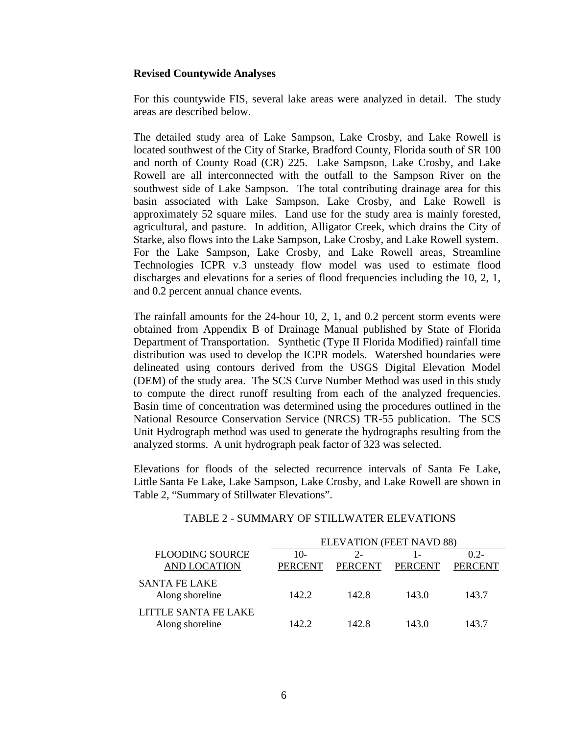**Revised Countywide Analyses**

For this countywide FIS, several lake areas were analyzed in detail. The study areas are described below.

The detailed study area of Lake Sampson, Lake Crosby, and Lake Rowell is located southwest of the City of Starke, Bradford County, Florida south of SR 100 and north of County Road (CR) 225. Lake Sampson, Lake Crosby, and Lake Rowell are all interconnected with the outfall to the Sampson River on the southwest side of Lake Sampson. The total contributing drainage area for this basin associated with Lake Sampson, Lake Crosby, and Lake Rowell is approximately 52 square miles. Land use for the study area is mainly forested, agricultural, and pasture. In addition, Alligator Creek, which drains the City of Starke, also flows into the Lake Sampson, Lake Crosby, and Lake Rowell system. For the Lake Sampson, Lake Crosby, and Lake Rowell areas, Streamline Technologies ICPR v.3 unsteady flow model was used to estimate flood discharges and elevations for a series of flood frequencies including the 10, 2, 1, and 0.2 percent annual chance events.

The rainfall amounts for the 24-hour 10, 2, 1, and 0.2 percent storm events were obtained from Appendix B of Drainage Manual published by State of Florida Department of Transportation. Synthetic (Type II Florida Modified) rainfall time distribution was used to develop the ICPR models. Watershed boundaries were delineated using contours derived from the USGS Digital Elevation Model (DEM) of the study area. The SCS Curve Number Method was used in this study to compute the direct runoff resulting from each of the analyzed frequencies. Basin time of concentration was determined using the procedures outlined in the National Resource Conservation Service (NRCS) TR-55 publication. The SCS Unit Hydrograph method was used to generate the hydrographs resulting from the analyzed storms. A unit hydrograph peak factor of 323 was selected.

Elevations for floods of the selected recurrence intervals of Santa Fe Lake, Little Santa Fe Lake, Lake Sampson, Lake Crosby, and Lake Rowell are shown in Table 2, "Summary of Stillwater Elevations".

TABLE 2 - SUMMARY OF STILLWATER ELEVATIONS

| FLOODING SOURCE AND LOCATION | ELEVATION (FEET NAVD 88) | | | |
|---|---|---|---|---|
| | 10-PERCENT | 2-PERCENT | 1-PERCENT | 0.2-PERCENT |
| SANTA FE LAKE<br>Along shoreline | 142.2 | 142.8 | 143.0 | 143.7 |
| LITTLE SANTA FE LAKE<br>Along shoreline | 142.2 | 142.8 | 143.0 | 143.7 |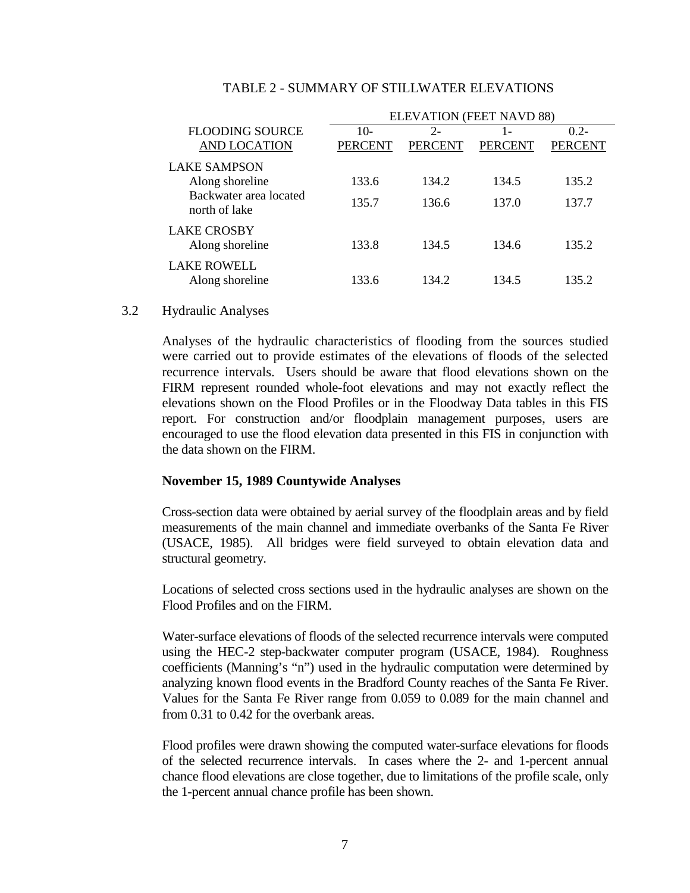TABLE 2 - SUMMARY OF STILLWATER ELEVATIONS

| FLOODING SOURCE AND LOCATION | ELEVATION (FEET NAVD 88) 10-PERCENT | 2-PERCENT | 1-PERCENT | 0.2-PERCENT |
|---|---|---|---|---|
| LAKE SAMPSON | | | | |
| Along shoreline | 133.6 | 134.2 | 134.5 | 135.2 |
| Backwater area located north of lake | 135.7 | 136.6 | 137.0 | 137.7 |
| LAKE CROSBY | | | | |
| Along shoreline | 133.8 | 134.5 | 134.6 | 135.2 |
| LAKE ROWELL | | | | |
| Along shoreline | 133.6 | 134.2 | 134.5 | 135.2 |

## 3.2 Hydraulic Analyses

Analyses of the hydraulic characteristics of flooding from the sources studied were carried out to provide estimates of the elevations of floods of the selected recurrence intervals. Users should be aware that flood elevations shown on the FIRM represent rounded whole-foot elevations and may not exactly reflect the elevations shown on the Flood Profiles or in the Floodway Data tables in this FIS report. For construction and/or floodplain management purposes, users are encouraged to use the flood elevation data presented in this FIS in conjunction with the data shown on the FIRM.

**November 15, 1989 Countywide Analyses**

Cross-section data were obtained by aerial survey of the floodplain areas and by field measurements of the main channel and immediate overbanks of the Santa Fe River (USACE, 1985). All bridges were field surveyed to obtain elevation data and structural geometry.

Locations of selected cross sections used in the hydraulic analyses are shown on the Flood Profiles and on the FIRM.

Water-surface elevations of floods of the selected recurrence intervals were computed using the HEC-2 step-backwater computer program (USACE, 1984). Roughness coefficients (Manning's "n") used in the hydraulic computation were determined by analyzing known flood events in the Bradford County reaches of the Santa Fe River. Values for the Santa Fe River range from 0.059 to 0.089 for the main channel and from 0.31 to 0.42 for the overbank areas.

Flood profiles were drawn showing the computed water-surface elevations for floods of the selected recurrence intervals. In cases where the 2- and 1-percent annual chance flood elevations are close together, due to limitations of the profile scale, only the 1-percent annual chance profile has been shown.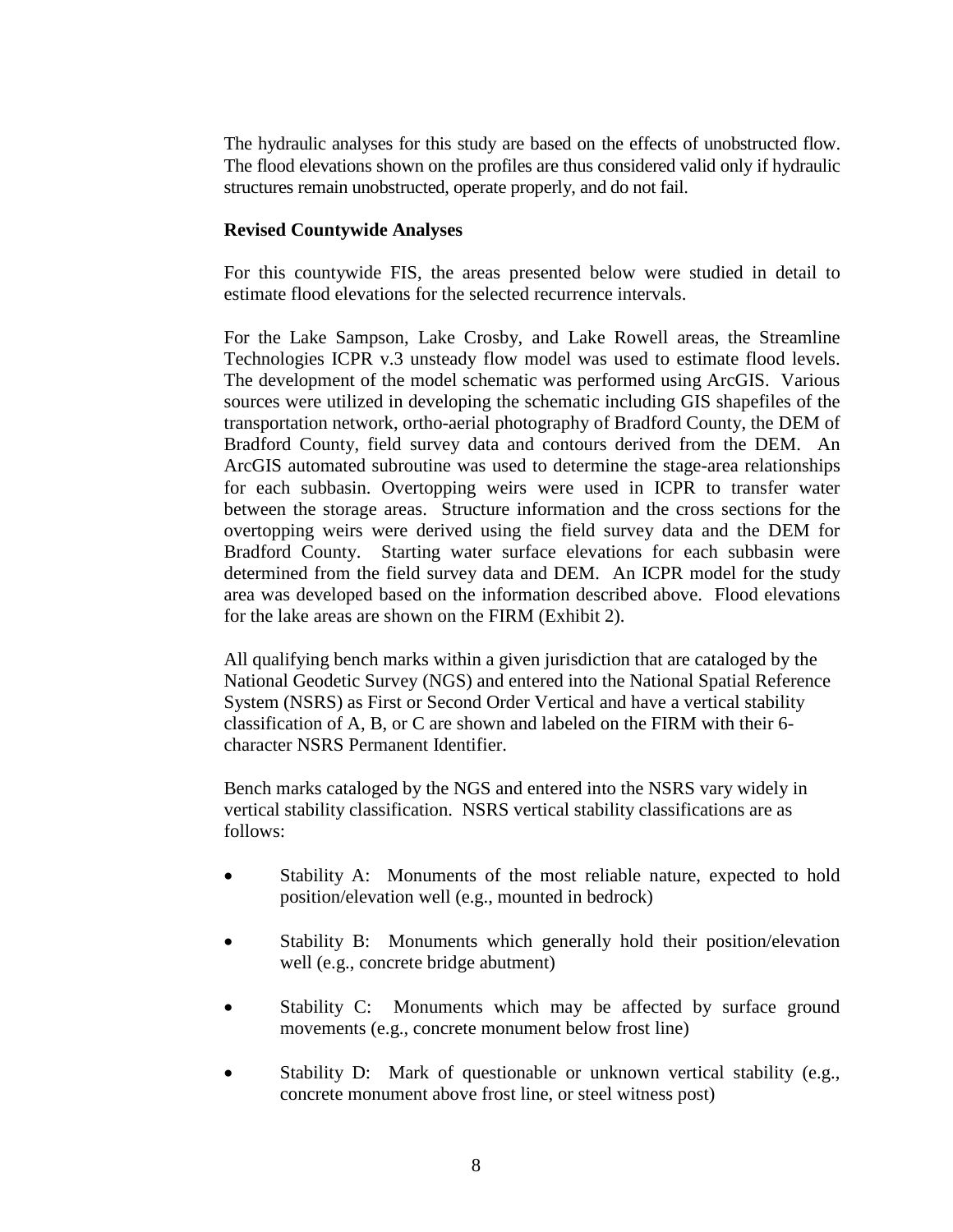The hydraulic analyses for this study are based on the effects of unobstructed flow. The flood elevations shown on the profiles are thus considered valid only if hydraulic structures remain unobstructed, operate properly, and do not fail.

**Revised Countywide Analyses**

For this countywide FIS, the areas presented below were studied in detail to estimate flood elevations for the selected recurrence intervals.

For the Lake Sampson, Lake Crosby, and Lake Rowell areas, the Streamline Technologies ICPR v.3 unsteady flow model was used to estimate flood levels. The development of the model schematic was performed using ArcGIS. Various sources were utilized in developing the schematic including GIS shapefiles of the transportation network, ortho-aerial photography of Bradford County, the DEM of Bradford County, field survey data and contours derived from the DEM. An ArcGIS automated subroutine was used to determine the stage-area relationships for each subbasin. Overtopping weirs were used in ICPR to transfer water between the storage areas. Structure information and the cross sections for the overtopping weirs were derived using the field survey data and the DEM for Bradford County. Starting water surface elevations for each subbasin were determined from the field survey data and DEM. An ICPR model for the study area was developed based on the information described above. Flood elevations for the lake areas are shown on the FIRM (Exhibit 2).

All qualifying bench marks within a given jurisdiction that are cataloged by the National Geodetic Survey (NGS) and entered into the National Spatial Reference System (NSRS) as First or Second Order Vertical and have a vertical stability classification of A, B, or C are shown and labeled on the FIRM with their 6-character NSRS Permanent Identifier.

Bench marks cataloged by the NGS and entered into the NSRS vary widely in vertical stability classification. NSRS vertical stability classifications are as follows:

- Stability A: Monuments of the most reliable nature, expected to hold position/elevation well (e.g., mounted in bedrock)
- Stability B: Monuments which generally hold their position/elevation well (e.g., concrete bridge abutment)
- Stability C: Monuments which may be affected by surface ground movements (e.g., concrete monument below frost line)
- Stability D: Mark of questionable or unknown vertical stability (e.g., concrete monument above frost line, or steel witness post)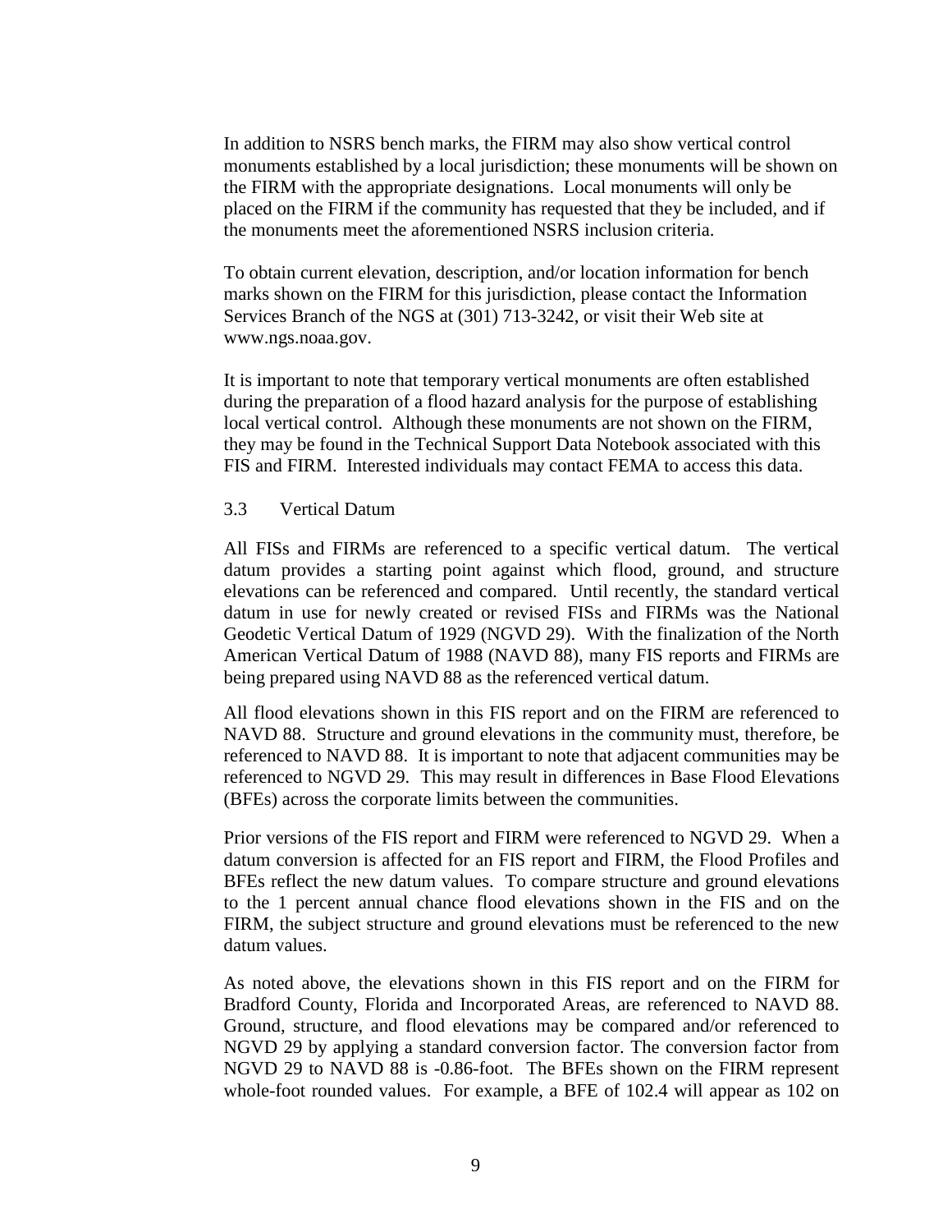In addition to NSRS bench marks, the FIRM may also show vertical control monuments established by a local jurisdiction; these monuments will be shown on the FIRM with the appropriate designations. Local monuments will only be placed on the FIRM if the community has requested that they be included, and if the monuments meet the aforementioned NSRS inclusion criteria.

To obtain current elevation, description, and/or location information for bench marks shown on the FIRM for this jurisdiction, please contact the Information Services Branch of the NGS at (301) 713-3242, or visit their Web site at www.ngs.noaa.gov.

It is important to note that temporary vertical monuments are often established during the preparation of a flood hazard analysis for the purpose of establishing local vertical control. Although these monuments are not shown on the FIRM, they may be found in the Technical Support Data Notebook associated with this FIS and FIRM. Interested individuals may contact FEMA to access this data.

### 3.3 Vertical Datum

All FISs and FIRMs are referenced to a specific vertical datum. The vertical datum provides a starting point against which flood, ground, and structure elevations can be referenced and compared. Until recently, the standard vertical datum in use for newly created or revised FISs and FIRMs was the National Geodetic Vertical Datum of 1929 (NGVD 29). With the finalization of the North American Vertical Datum of 1988 (NAVD 88), many FIS reports and FIRMs are being prepared using NAVD 88 as the referenced vertical datum.

All flood elevations shown in this FIS report and on the FIRM are referenced to NAVD 88. Structure and ground elevations in the community must, therefore, be referenced to NAVD 88. It is important to note that adjacent communities may be referenced to NGVD 29. This may result in differences in Base Flood Elevations (BFEs) across the corporate limits between the communities.

Prior versions of the FIS report and FIRM were referenced to NGVD 29. When a datum conversion is affected for an FIS report and FIRM, the Flood Profiles and BFEs reflect the new datum values. To compare structure and ground elevations to the 1 percent annual chance flood elevations shown in the FIS and on the FIRM, the subject structure and ground elevations must be referenced to the new datum values.

As noted above, the elevations shown in this FIS report and on the FIRM for Bradford County, Florida and Incorporated Areas, are referenced to NAVD 88. Ground, structure, and flood elevations may be compared and/or referenced to NGVD 29 by applying a standard conversion factor. The conversion factor from NGVD 29 to NAVD 88 is -0.86-foot. The BFEs shown on the FIRM represent whole-foot rounded values. For example, a BFE of 102.4 will appear as 102 on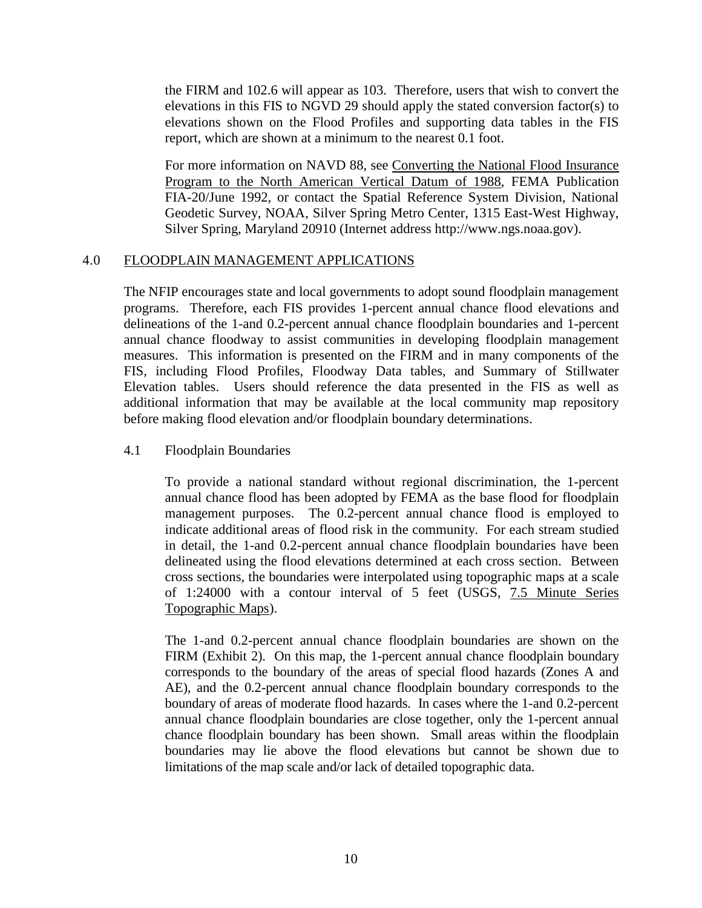the FIRM and 102.6 will appear as 103. Therefore, users that wish to convert the elevations in this FIS to NGVD 29 should apply the stated conversion factor(s) to elevations shown on the Flood Profiles and supporting data tables in the FIS report, which are shown at a minimum to the nearest 0.1 foot.

For more information on NAVD 88, see Converting the National Flood Insurance Program to the North American Vertical Datum of 1988, FEMA Publication FIA-20/June 1992, or contact the Spatial Reference System Division, National Geodetic Survey, NOAA, Silver Spring Metro Center, 1315 East-West Highway, Silver Spring, Maryland 20910 (Internet address http://www.ngs.noaa.gov).

## 4.0 FLOODPLAIN MANAGEMENT APPLICATIONS

The NFIP encourages state and local governments to adopt sound floodplain management programs. Therefore, each FIS provides 1-percent annual chance flood elevations and delineations of the 1-and 0.2-percent annual chance floodplain boundaries and 1-percent annual chance floodway to assist communities in developing floodplain management measures. This information is presented on the FIRM and in many components of the FIS, including Flood Profiles, Floodway Data tables, and Summary of Stillwater Elevation tables. Users should reference the data presented in the FIS as well as additional information that may be available at the local community map repository before making flood elevation and/or floodplain boundary determinations.

### 4.1 Floodplain Boundaries

To provide a national standard without regional discrimination, the 1-percent annual chance flood has been adopted by FEMA as the base flood for floodplain management purposes. The 0.2-percent annual chance flood is employed to indicate additional areas of flood risk in the community. For each stream studied in detail, the 1-and 0.2-percent annual chance floodplain boundaries have been delineated using the flood elevations determined at each cross section. Between cross sections, the boundaries were interpolated using topographic maps at a scale of 1:24000 with a contour interval of 5 feet (USGS, 7.5 Minute Series Topographic Maps).

The 1-and 0.2-percent annual chance floodplain boundaries are shown on the FIRM (Exhibit 2). On this map, the 1-percent annual chance floodplain boundary corresponds to the boundary of the areas of special flood hazards (Zones A and AE), and the 0.2-percent annual chance floodplain boundary corresponds to the boundary of areas of moderate flood hazards. In cases where the 1-and 0.2-percent annual chance floodplain boundaries are close together, only the 1-percent annual chance floodplain boundary has been shown. Small areas within the floodplain boundaries may lie above the flood elevations but cannot be shown due to limitations of the map scale and/or lack of detailed topographic data.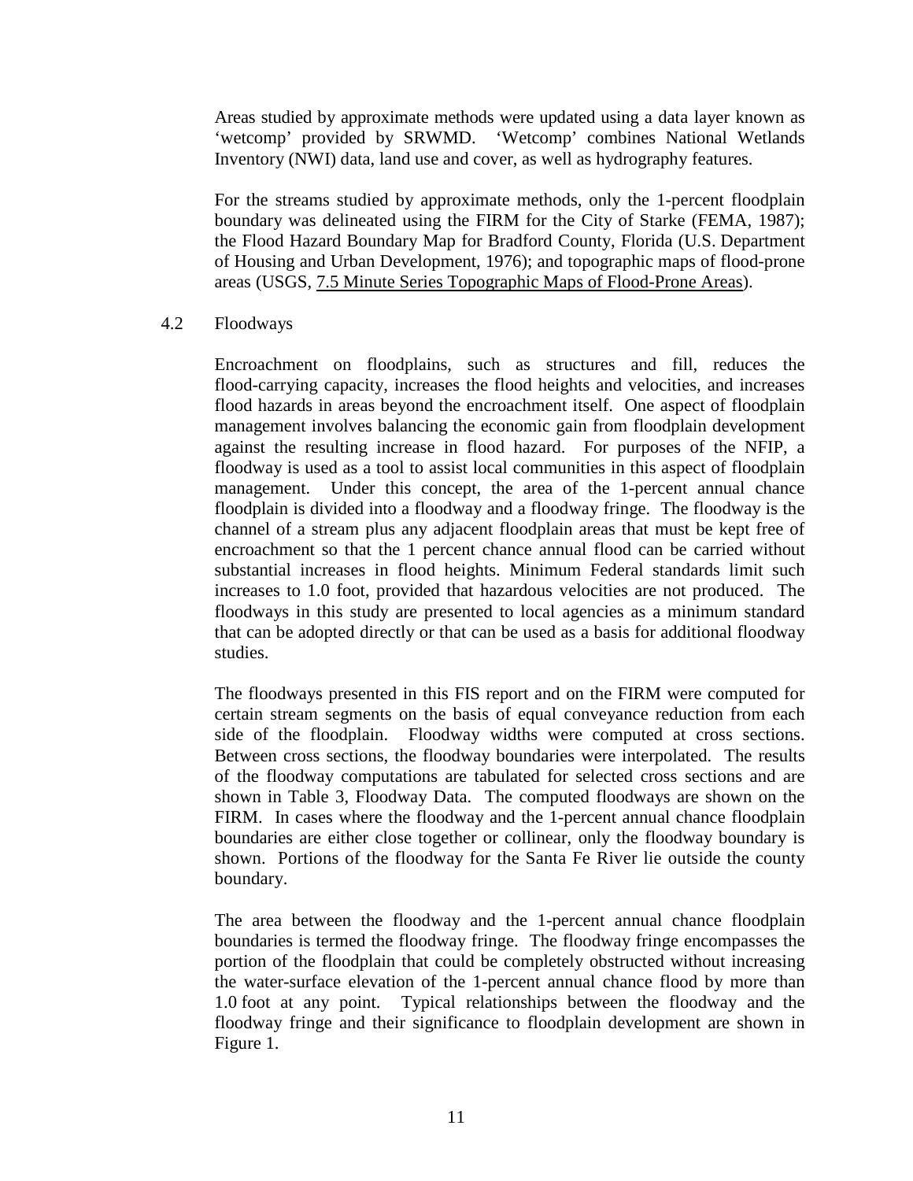Areas studied by approximate methods were updated using a data layer known as 'wetcomp' provided by SRWMD. 'Wetcomp' combines National Wetlands Inventory (NWI) data, land use and cover, as well as hydrography features.

For the streams studied by approximate methods, only the 1-percent floodplain boundary was delineated using the FIRM for the City of Starke (FEMA, 1987); the Flood Hazard Boundary Map for Bradford County, Florida (U.S. Department of Housing and Urban Development, 1976); and topographic maps of flood-prone areas (USGS, 7.5 Minute Series Topographic Maps of Flood-Prone Areas).

## 4.2 Floodways

Encroachment on floodplains, such as structures and fill, reduces the flood-carrying capacity, increases the flood heights and velocities, and increases flood hazards in areas beyond the encroachment itself. One aspect of floodplain management involves balancing the economic gain from floodplain development against the resulting increase in flood hazard. For purposes of the NFIP, a floodway is used as a tool to assist local communities in this aspect of floodplain management. Under this concept, the area of the 1-percent annual chance floodplain is divided into a floodway and a floodway fringe. The floodway is the channel of a stream plus any adjacent floodplain areas that must be kept free of encroachment so that the 1 percent chance annual flood can be carried without substantial increases in flood heights. Minimum Federal standards limit such increases to 1.0 foot, provided that hazardous velocities are not produced. The floodways in this study are presented to local agencies as a minimum standard that can be adopted directly or that can be used as a basis for additional floodway studies.

The floodways presented in this FIS report and on the FIRM were computed for certain stream segments on the basis of equal conveyance reduction from each side of the floodplain. Floodway widths were computed at cross sections. Between cross sections, the floodway boundaries were interpolated. The results of the floodway computations are tabulated for selected cross sections and are shown in Table 3, Floodway Data. The computed floodways are shown on the FIRM. In cases where the floodway and the 1-percent annual chance floodplain boundaries are either close together or collinear, only the floodway boundary is shown. Portions of the floodway for the Santa Fe River lie outside the county boundary.

The area between the floodway and the 1-percent annual chance floodplain boundaries is termed the floodway fringe. The floodway fringe encompasses the portion of the floodplain that could be completely obstructed without increasing the water-surface elevation of the 1-percent annual chance flood by more than 1.0 foot at any point. Typical relationships between the floodway and the floodway fringe and their significance to floodplain development are shown in Figure 1.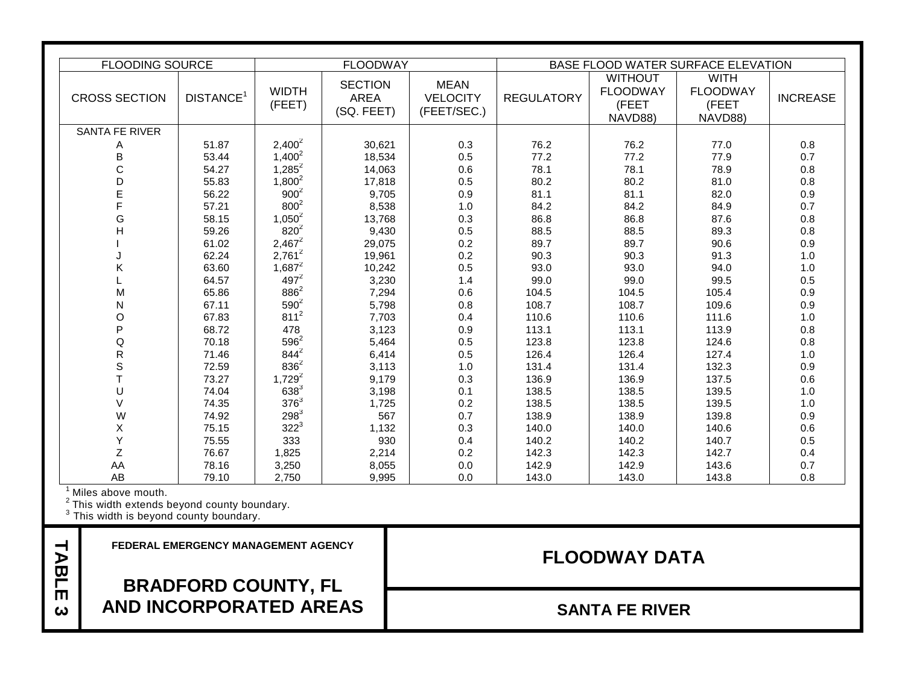| FLOODING SOURCE | | FLOODWAY | | | BASE FLOOD WATER SURFACE ELEVATION | | | |
|---|---|---|---|---|---|---|---|---|
| CROSS SECTION | DISTANCE[1] | WIDTH (FEET) | SECTION AREA (SQ. FEET) | MEAN VELOCITY (FEET/SEC.) | REGULATORY | WITHOUT FLOODWAY (FEET NAVD88) | WITH FLOODWAY (FEET NAVD88) | INCREASE |
| SANTA FE RIVER | | | | | | | | |
| A | 51.87 | 2,400[2] | 30,621 | 0.3 | 76.2 | 76.2 | 77.0 | 0.8 |
| B | 53.44 | 1,400[2] | 18,534 | 0.5 | 77.2 | 77.2 | 77.9 | 0.7 |
| C | 54.27 | 1,285[2] | 14,063 | 0.6 | 78.1 | 78.1 | 78.9 | 0.8 |
| D | 55.83 | 1,800[2] | 17,818 | 0.5 | 80.2 | 80.2 | 81.0 | 0.8 |
| E | 56.22 | 900[2] | 9,705 | 0.9 | 81.1 | 81.1 | 82.0 | 0.9 |
| F | 57.21 | 800[2] | 8,538 | 1.0 | 84.2 | 84.2 | 84.9 | 0.7 |
| G | 58.15 | 1,050[2] | 13,768 | 0.3 | 86.8 | 86.8 | 87.6 | 0.8 |
| H | 59.26 | 820[2] | 9,430 | 0.5 | 88.5 | 88.5 | 89.3 | 0.8 |
| I | 61.02 | 2,467[2] | 29,075 | 0.2 | 89.7 | 89.7 | 90.6 | 0.9 |
| J | 62.24 | 2,761[2] | 19,961 | 0.2 | 90.3 | 90.3 | 91.3 | 1.0 |
| K | 63.60 | 1,687[2] | 10,242 | 0.5 | 93.0 | 93.0 | 94.0 | 1.0 |
| L | 64.57 | 497[2] | 3,230 | 1.4 | 99.0 | 99.0 | 99.5 | 0.5 |
| M | 65.86 | 886[2] | 7,294 | 0.6 | 104.5 | 104.5 | 105.4 | 0.9 |
| N | 67.11 | 590[2] | 5,798 | 0.8 | 108.7 | 108.7 | 109.6 | 0.9 |
| O | 67.83 | 811[2] | 7,703 | 0.4 | 110.6 | 110.6 | 111.6 | 1.0 |
| P | 68.72 | 478 | 3,123 | 0.9 | 113.1 | 113.1 | 113.9 | 0.8 |
| Q | 70.18 | 596[2] | 5,464 | 0.5 | 123.8 | 123.8 | 124.6 | 0.8 |
| R | 71.46 | 844[2] | 6,414 | 0.5 | 126.4 | 126.4 | 127.4 | 1.0 |
| S | 72.59 | 836[2] | 3,113 | 1.0 | 131.4 | 131.4 | 132.3 | 0.9 |
| T | 73.27 | 1,729[2] | 9,179 | 0.3 | 136.9 | 136.9 | 137.5 | 0.6 |
| U | 74.04 | 638[3] | 3,198 | 0.1 | 138.5 | 138.5 | 139.5 | 1.0 |
| V | 74.35 | 376[3] | 1,725 | 0.2 | 138.5 | 138.5 | 139.5 | 1.0 |
| W | 74.92 | 298[3] | 567 | 0.7 | 138.9 | 138.9 | 139.8 | 0.9 |
| X | 75.15 | 322[3] | 1,132 | 0.3 | 140.0 | 140.0 | 140.6 | 0.6 |
| Y | 75.55 | 333 | 930 | 0.4 | 140.2 | 140.2 | 140.7 | 0.5 |
| Z | 76.67 | 1,825 | 2,214 | 0.2 | 142.3 | 142.3 | 142.7 | 0.4 |
| AA | 78.16 | 3,250 | 8,055 | 0.0 | 142.9 | 142.9 | 143.6 | 0.7 |
| AB | 79.10 | 2,750 | 9,995 | 0.0 | 143.0 | 143.0 | 143.8 | 0.8 |

[1] Miles above mouth.
[2] This width extends beyond county boundary.
[3] This width is beyond county boundary.

**TABLE 3**

**FEDERAL EMERGENCY MANAGEMENT AGENCY**

**BRADFORD COUNTY, FL AND INCORPORATED AREAS**

**FLOODWAY DATA**

**SANTA FE RIVER**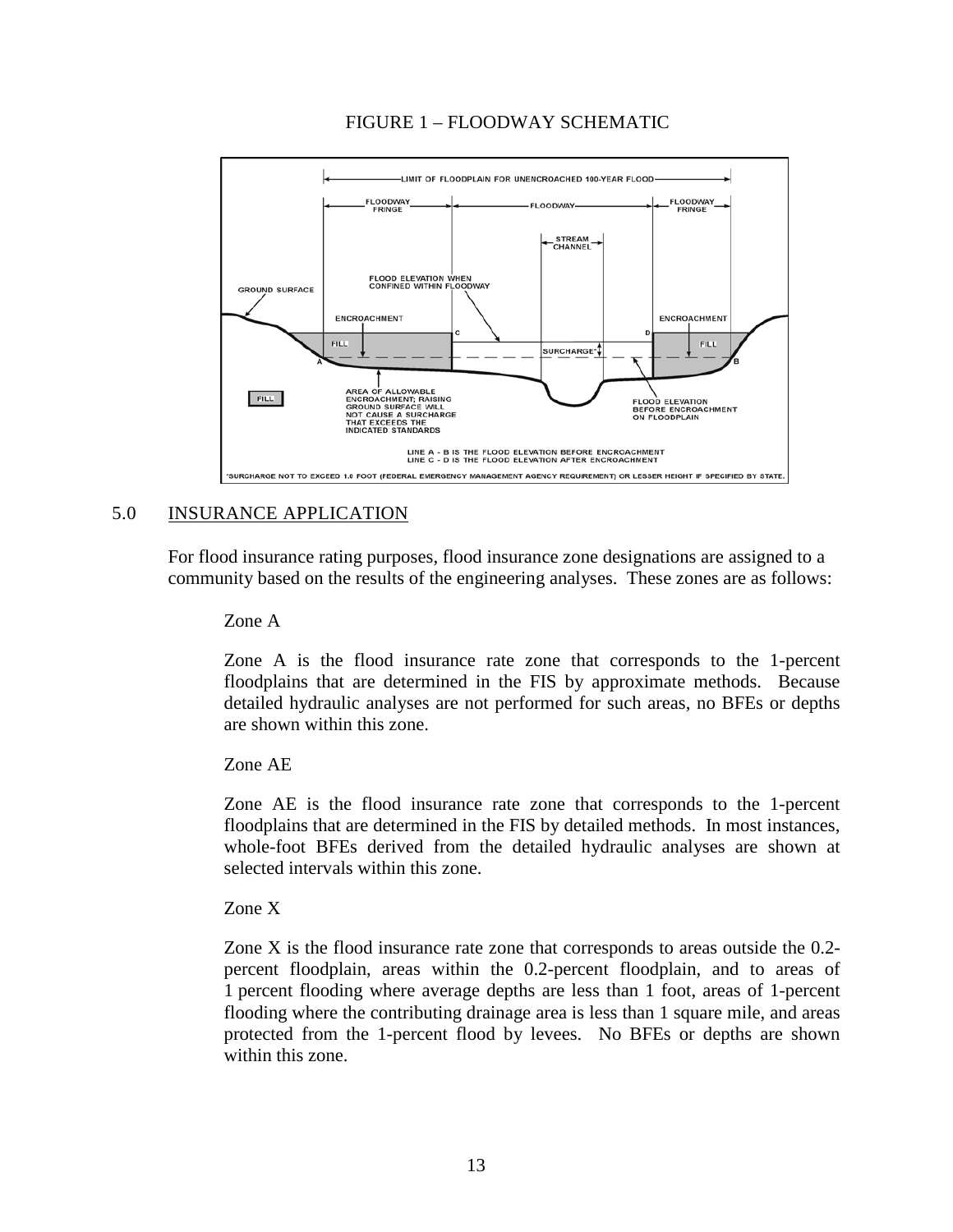FIGURE 1 – FLOODWAY SCHEMATIC

## 5.0 INSURANCE APPLICATION

For flood insurance rating purposes, flood insurance zone designations are assigned to a community based on the results of the engineering analyses. These zones are as follows:

Zone A

Zone A is the flood insurance rate zone that corresponds to the 1-percent floodplains that are determined in the FIS by approximate methods. Because detailed hydraulic analyses are not performed for such areas, no BFEs or depths are shown within this zone.

Zone AE

Zone AE is the flood insurance rate zone that corresponds to the 1-percent floodplains that are determined in the FIS by detailed methods. In most instances, whole-foot BFEs derived from the detailed hydraulic analyses are shown at selected intervals within this zone.

Zone X

Zone X is the flood insurance rate zone that corresponds to areas outside the 0.2-percent floodplain, areas within the 0.2-percent floodplain, and to areas of 1 percent flooding where average depths are less than 1 foot, areas of 1-percent flooding where the contributing drainage area is less than 1 square mile, and areas protected from the 1-percent flood by levees. No BFEs or depths are shown within this zone.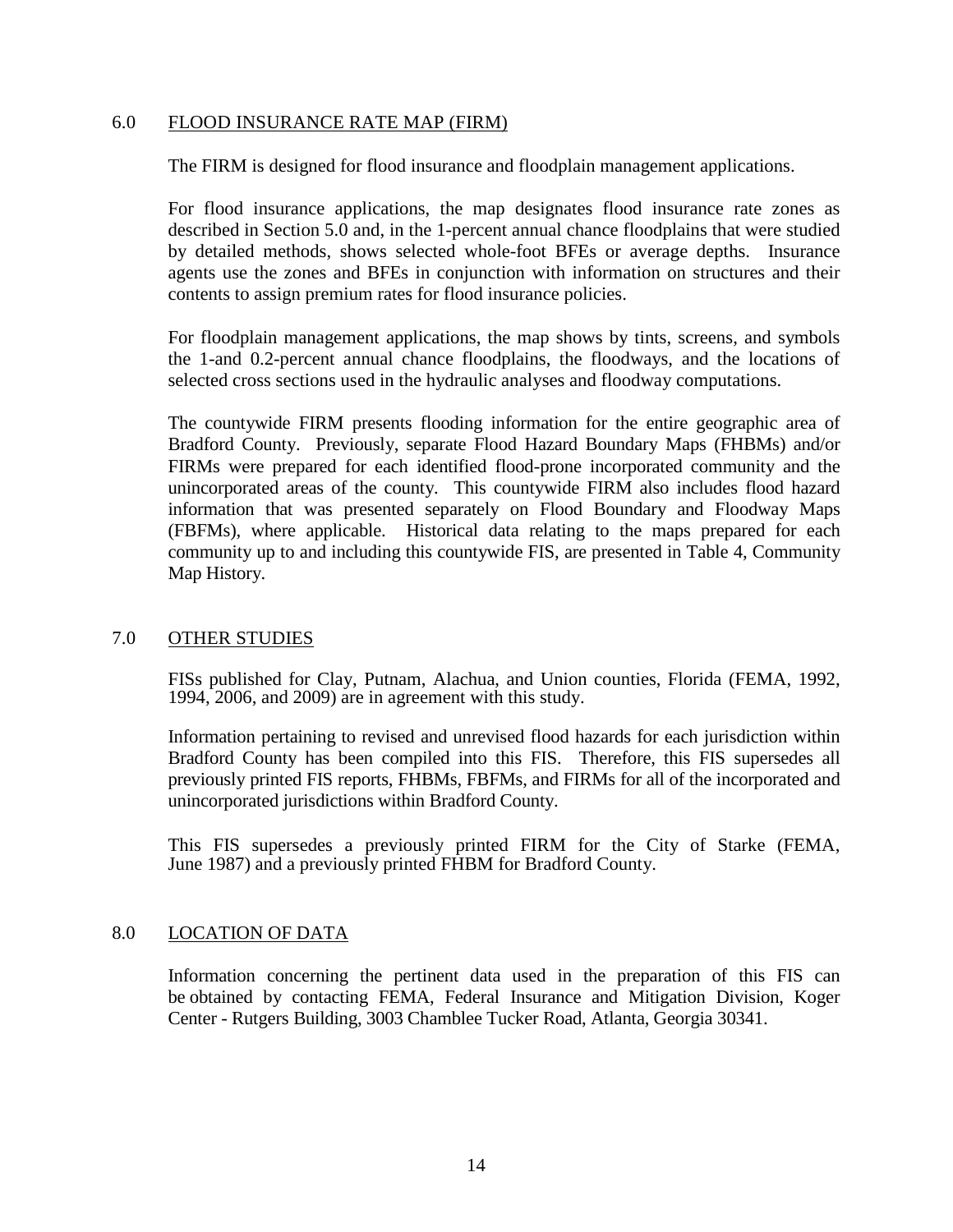## 6.0 FLOOD INSURANCE RATE MAP (FIRM)

The FIRM is designed for flood insurance and floodplain management applications.

For flood insurance applications, the map designates flood insurance rate zones as described in Section 5.0 and, in the 1-percent annual chance floodplains that were studied by detailed methods, shows selected whole-foot BFEs or average depths. Insurance agents use the zones and BFEs in conjunction with information on structures and their contents to assign premium rates for flood insurance policies.

For floodplain management applications, the map shows by tints, screens, and symbols the 1-and 0.2-percent annual chance floodplains, the floodways, and the locations of selected cross sections used in the hydraulic analyses and floodway computations.

The countywide FIRM presents flooding information for the entire geographic area of Bradford County. Previously, separate Flood Hazard Boundary Maps (FHBMs) and/or FIRMs were prepared for each identified flood-prone incorporated community and the unincorporated areas of the county. This countywide FIRM also includes flood hazard information that was presented separately on Flood Boundary and Floodway Maps (FBFMs), where applicable. Historical data relating to the maps prepared for each community up to and including this countywide FIS, are presented in Table 4, Community Map History.

## 7.0 OTHER STUDIES

FISs published for Clay, Putnam, Alachua, and Union counties, Florida (FEMA, 1992, 1994, 2006, and 2009) are in agreement with this study.

Information pertaining to revised and unrevised flood hazards for each jurisdiction within Bradford County has been compiled into this FIS. Therefore, this FIS supersedes all previously printed FIS reports, FHBMs, FBFMs, and FIRMs for all of the incorporated and unincorporated jurisdictions within Bradford County.

This FIS supersedes a previously printed FIRM for the City of Starke (FEMA, June 1987) and a previously printed FHBM for Bradford County.

## 8.0 LOCATION OF DATA

Information concerning the pertinent data used in the preparation of this FIS can be obtained by contacting FEMA, Federal Insurance and Mitigation Division, Koger Center - Rutgers Building, 3003 Chamblee Tucker Road, Atlanta, Georgia 30341.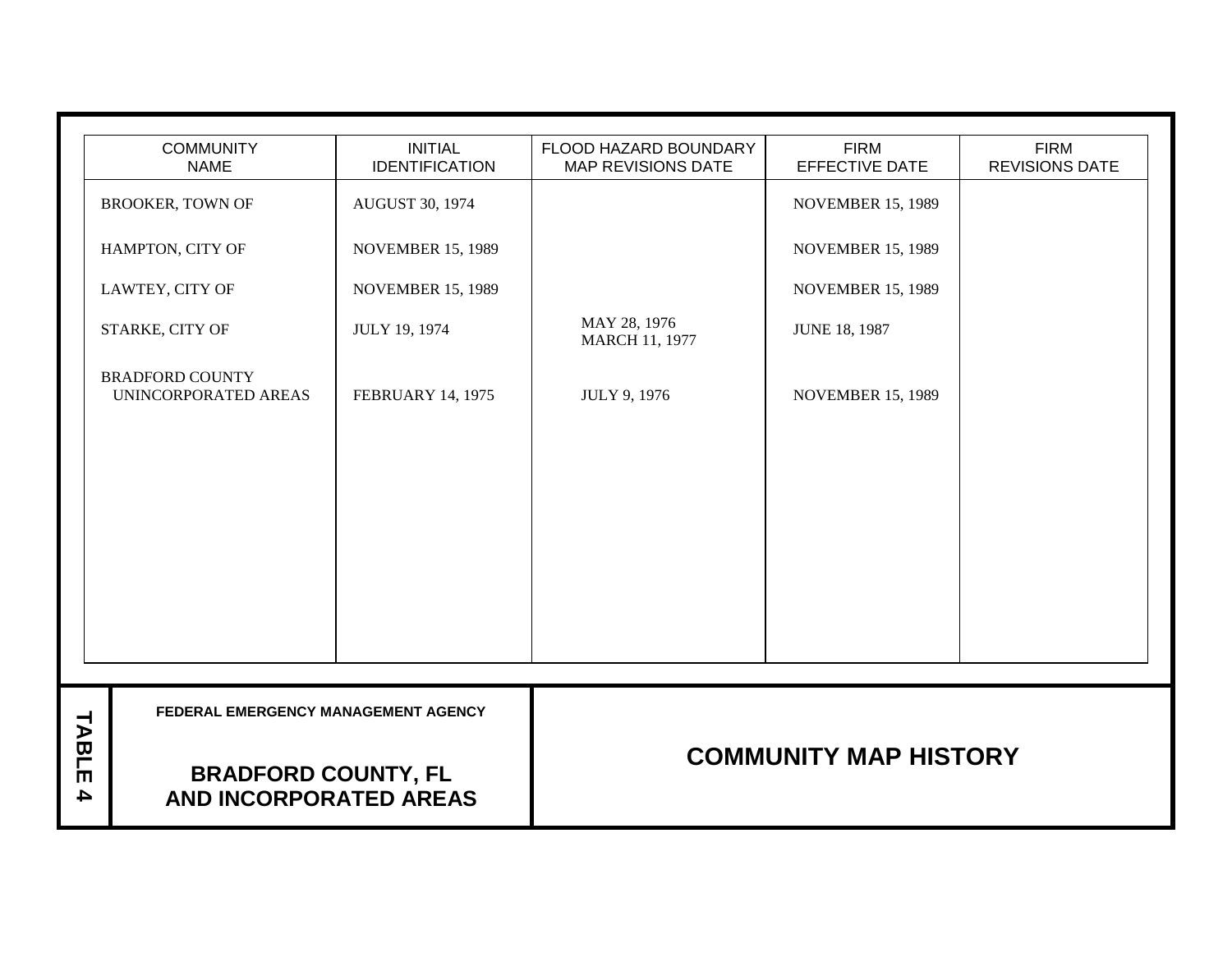| COMMUNITY NAME | INITIAL IDENTIFICATION | FLOOD HAZARD BOUNDARY MAP REVISIONS DATE | FIRM EFFECTIVE DATE | FIRM REVISIONS DATE |
|---|---|---|---|---|
| BROOKER, TOWN OF | AUGUST 30, 1974 | | NOVEMBER 15, 1989 | |
| HAMPTON, CITY OF | NOVEMBER 15, 1989 | | NOVEMBER 15, 1989 | |
| LAWTEY, CITY OF | NOVEMBER 15, 1989 | | NOVEMBER 15, 1989 | |
| STARKE, CITY OF | JULY 19, 1974 | MAY 28, 1976<br>MARCH 11, 1977 | JUNE 18, 1987 | |
| BRADFORD COUNTY UNINCORPORATED AREAS | FEBRUARY 14, 1975 | JULY 9, 1976 | NOVEMBER 15, 1989 | |

**TABLE 4**

**FEDERAL EMERGENCY MANAGEMENT AGENCY**

**BRADFORD COUNTY, FL AND INCORPORATED AREAS**

**COMMUNITY MAP HISTORY**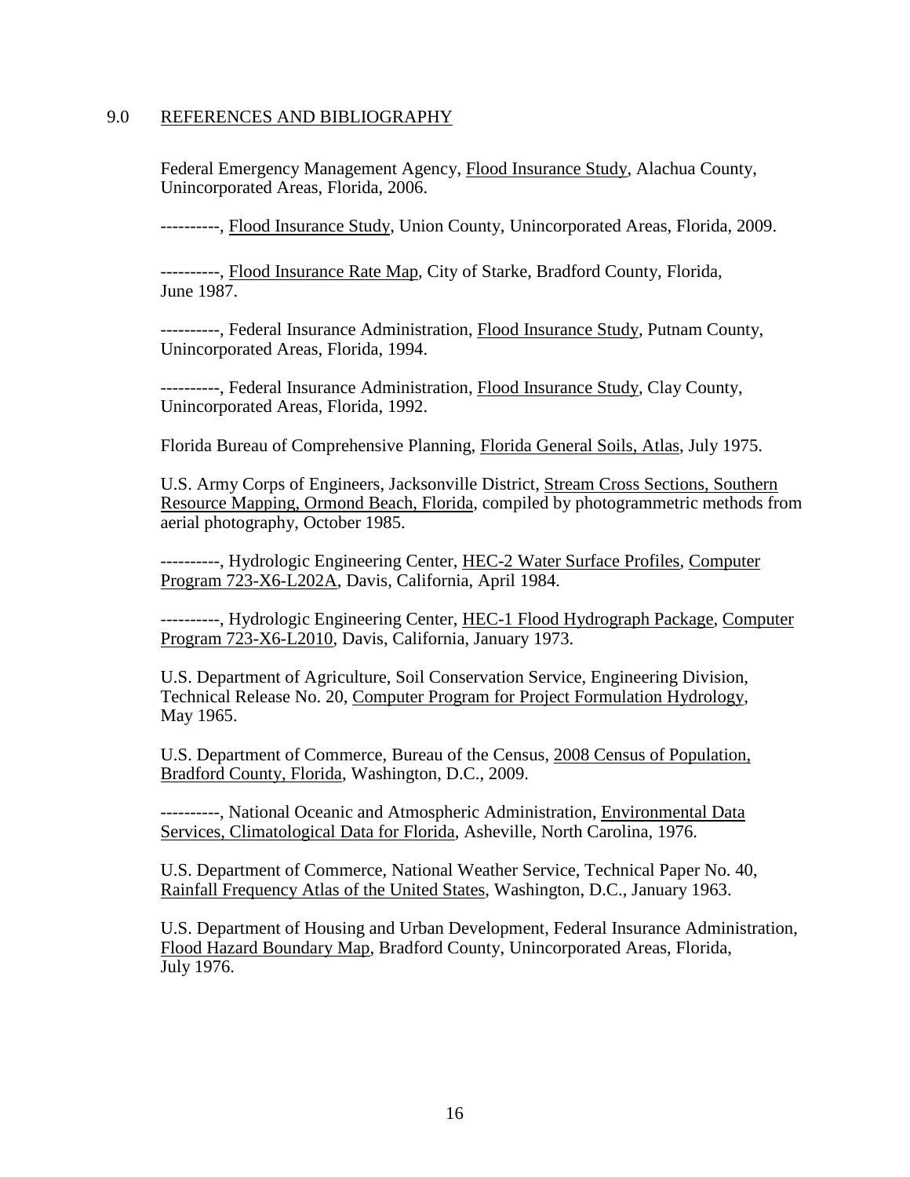## 9.0 REFERENCES AND BIBLIOGRAPHY

Federal Emergency Management Agency, Flood Insurance Study, Alachua County, Unincorporated Areas, Florida, 2006.

----------, Flood Insurance Study, Union County, Unincorporated Areas, Florida, 2009.

----------, Flood Insurance Rate Map, City of Starke, Bradford County, Florida, June 1987.

----------, Federal Insurance Administration, Flood Insurance Study, Putnam County, Unincorporated Areas, Florida, 1994.

----------, Federal Insurance Administration, Flood Insurance Study, Clay County, Unincorporated Areas, Florida, 1992.

Florida Bureau of Comprehensive Planning, Florida General Soils, Atlas, July 1975.

U.S. Army Corps of Engineers, Jacksonville District, Stream Cross Sections, Southern Resource Mapping, Ormond Beach, Florida, compiled by photogrammetric methods from aerial photography, October 1985.

----------, Hydrologic Engineering Center, HEC-2 Water Surface Profiles, Computer Program 723-X6-L202A, Davis, California, April 1984.

----------, Hydrologic Engineering Center, HEC-1 Flood Hydrograph Package, Computer Program 723-X6-L2010, Davis, California, January 1973.

U.S. Department of Agriculture, Soil Conservation Service, Engineering Division, Technical Release No. 20, Computer Program for Project Formulation Hydrology, May 1965.

U.S. Department of Commerce, Bureau of the Census, 2008 Census of Population, Bradford County, Florida, Washington, D.C., 2009.

----------, National Oceanic and Atmospheric Administration, Environmental Data Services, Climatological Data for Florida, Asheville, North Carolina, 1976.

U.S. Department of Commerce, National Weather Service, Technical Paper No. 40, Rainfall Frequency Atlas of the United States, Washington, D.C., January 1963.

U.S. Department of Housing and Urban Development, Federal Insurance Administration, Flood Hazard Boundary Map, Bradford County, Unincorporated Areas, Florida, July 1976.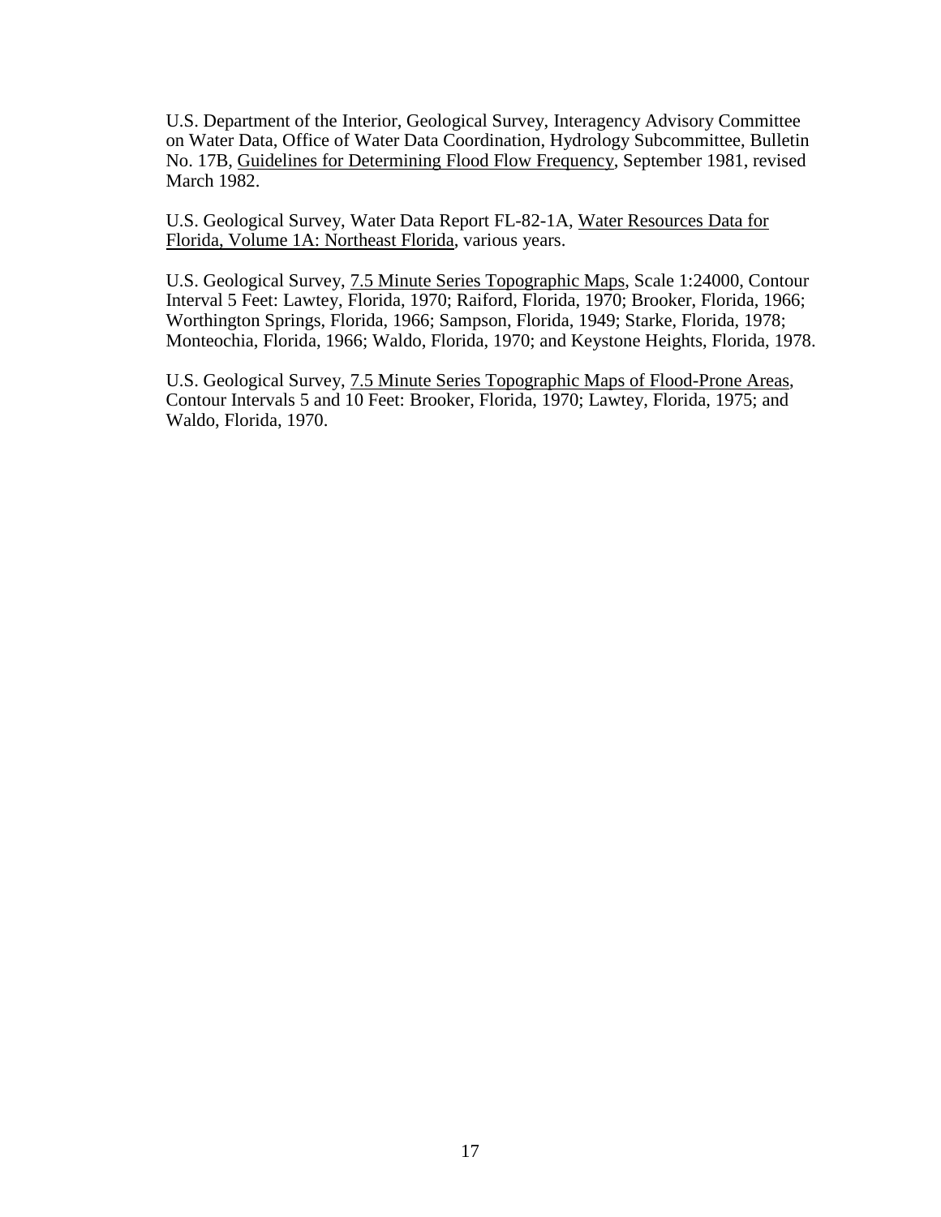U.S. Department of the Interior, Geological Survey, Interagency Advisory Committee on Water Data, Office of Water Data Coordination, Hydrology Subcommittee, Bulletin No. 17B, <u>Guidelines for Determining Flood Flow Frequency</u>, September 1981, revised March 1982.

U.S. Geological Survey, Water Data Report FL-82-1A, <u>Water Resources Data for Florida, Volume 1A: Northeast Florida</u>, various years.

U.S. Geological Survey, <u>7.5 Minute Series Topographic Maps</u>, Scale 1:24000, Contour Interval 5 Feet: Lawtey, Florida, 1970; Raiford, Florida, 1970; Brooker, Florida, 1966; Worthington Springs, Florida, 1966; Sampson, Florida, 1949; Starke, Florida, 1978; Monteochia, Florida, 1966; Waldo, Florida, 1970; and Keystone Heights, Florida, 1978.

U.S. Geological Survey, <u>7.5 Minute Series Topographic Maps of Flood-Prone Areas</u>, Contour Intervals 5 and 10 Feet: Brooker, Florida, 1970; Lawtey, Florida, 1975; and Waldo, Florida, 1970.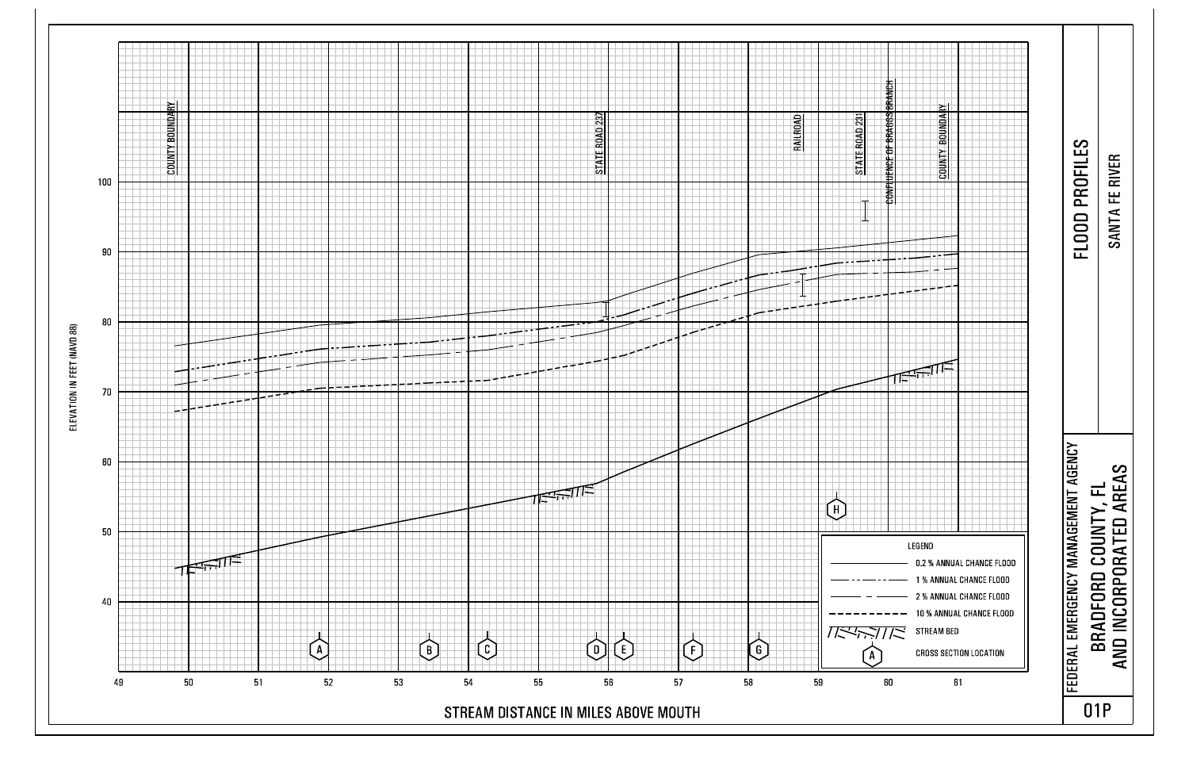# FLOOD PROFILES

## SANTA FE RIVER

FEDERAL EMERGENCY MANAGEMENT AGENCY

**BRADFORD COUNTY, FL AND INCORPORATED AREAS**

01P

COUNTY BOUNDARY

STATE ROAD 237

RAILROAD

STATE ROAD 231

CONFLUENCE OF BRAGGS BRANCH

COUNTY BOUNDARY

ELEVATION IN FEET (NAVD 88)

100

90

80

70

60

50

40

A B C D E F G H

49 50 51 52 53 54 55 56 57 58 59 60 61

STREAM DISTANCE IN MILES ABOVE MOUTH

LEGEND

- 0.2 % ANNUAL CHANCE FLOOD
- 1 % ANNUAL CHANCE FLOOD
- 2 % ANNUAL CHANCE FLOOD
- 10 % ANNUAL CHANCE FLOOD
- STREAM BED
- CROSS SECTION LOCATION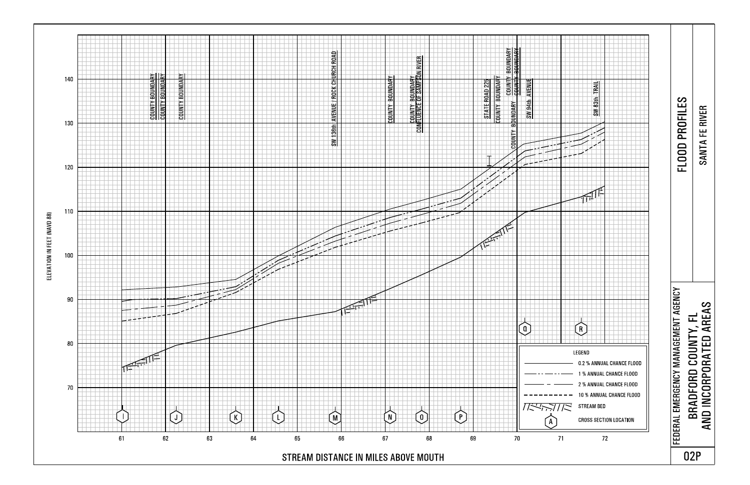# FLOOD PROFILES

## SANTA FE RIVER

FEDERAL EMERGENCY MANAGEMENT AGENCY

**BRADFORD COUNTY, FL AND INCORPORATED AREAS**

02P

ELEVATION IN FEET (NAVD 88)

STREAM DISTANCE IN MILES ABOVE MOUTH

COUNTY BOUNDARY
COUNTY BOUNDARY
COUNTY BOUNDARY
SW 136th AVENUE / ROCK CHURCH ROAD
COUNTY BOUNDARY
COUNTY BOUNDARY
CONFLUENCE OF SAMPSON RIVER
STATE ROAD 225
COUNTY BOUNDARY
COUNTY BOUNDARY
COUNTY BOUNDARY
COUNTY BOUNDARY
SW 94th AVENUE
SW 83th TRAIL

Cross sections: I, J, K, L, M, N, O, P, Q, R

LEGEND

- 0.2 % ANNUAL CHANCE FLOOD
- 1 % ANNUAL CHANCE FLOOD
- 2 % ANNUAL CHANCE FLOOD
- 10 % ANNUAL CHANCE FLOOD
- STREAM BED
- CROSS SECTION LOCATION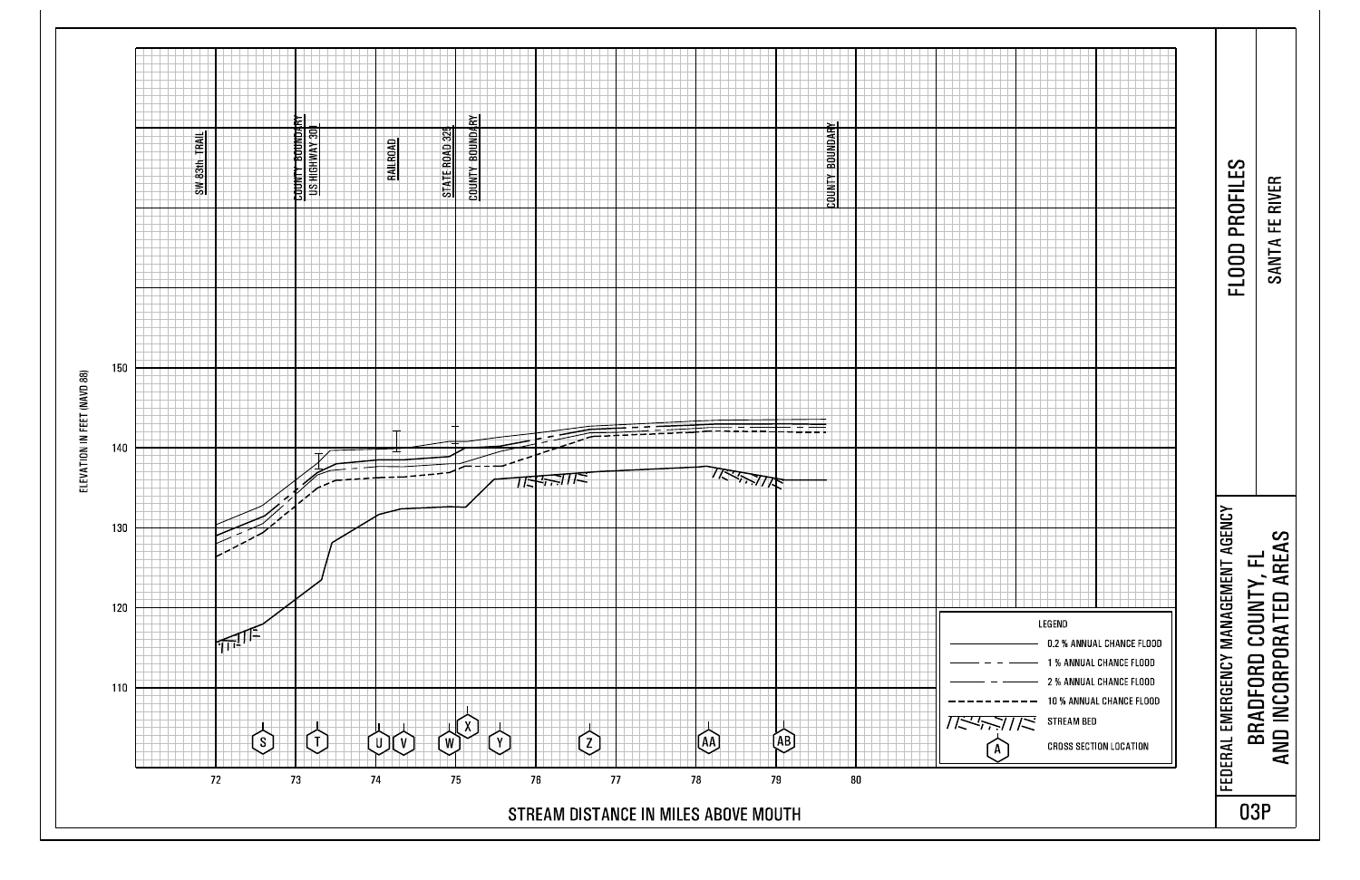# FLOOD PROFILES

## SANTA FE RIVER

FEDERAL EMERGENCY MANAGEMENT AGENCY

BRADFORD COUNTY, FL AND INCORPORATED AREAS

03P

SW 83th TRAIL

COUNTY BOUNDARY

US HIGHWAY 301

RAILROAD

STATE ROAD 325

COUNTY BOUNDARY

COUNTY BOUNDARY

ELEVATION IN FEET (NAVD 88)

150

140

130

120

110

S T U V W X Y Z AA AB

72 73 74 75 76 77 78 79 80

STREAM DISTANCE IN MILES ABOVE MOUTH

LEGEND

0.2 % ANNUAL CHANCE FLOOD

1 % ANNUAL CHANCE FLOOD

2 % ANNUAL CHANCE FLOOD

10 % ANNUAL CHANCE FLOOD

STREAM BED

CROSS SECTION LOCATION